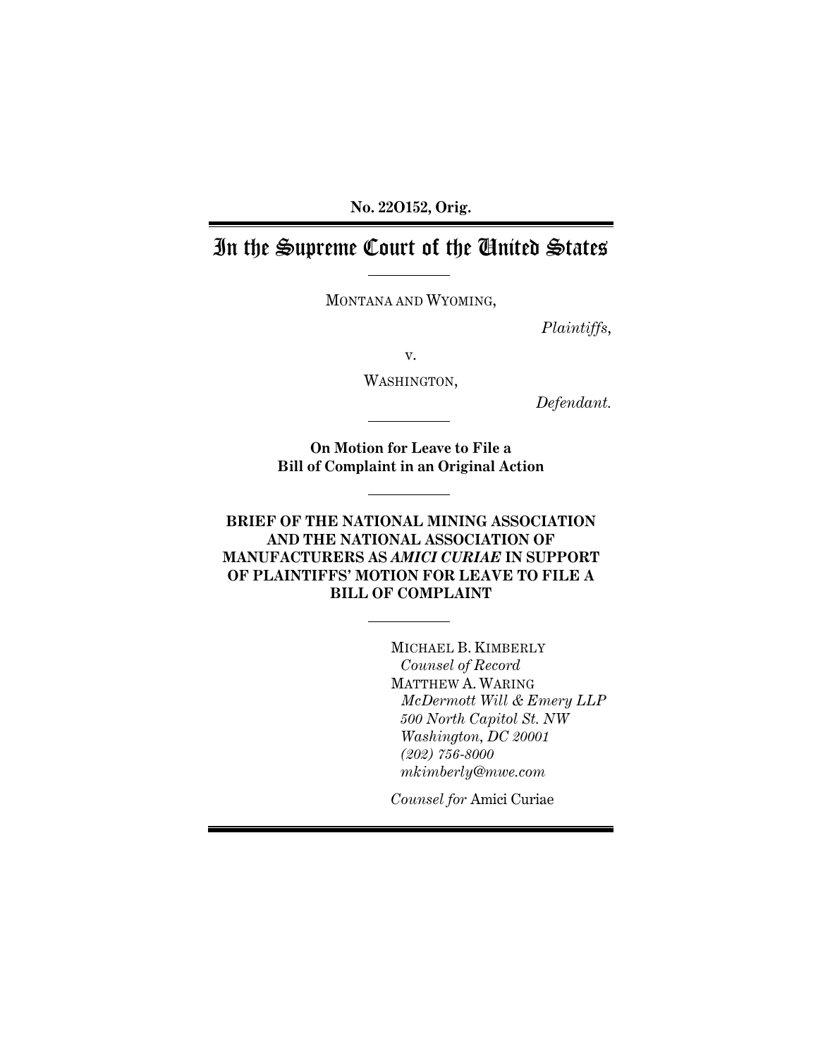**No. 22O152, Orig.**

# In the Supreme Court of the United States

MONTANA AND WYOMING,

*Plaintiffs*,

v.

WASHINGTON,

*Defendant.*

**On Motion for Leave to File a Bill of Complaint in an Original Action**

**BRIEF OF THE NATIONAL MINING ASSOCIATION AND THE NATIONAL ASSOCIATION OF MANUFACTURERS AS *AMICI CURIAE* IN SUPPORT OF PLAINTIFFS' MOTION FOR LEAVE TO FILE A BILL OF COMPLAINT**

MICHAEL B. KIMBERLY
*Counsel of Record*
MATTHEW A. WARING
*McDermott Will & Emery LLP*
*500 North Capitol St. NW*
*Washington, DC 20001*
*(202) 756-8000*
*mkimberly@mwe.com*

*Counsel for* Amici Curiae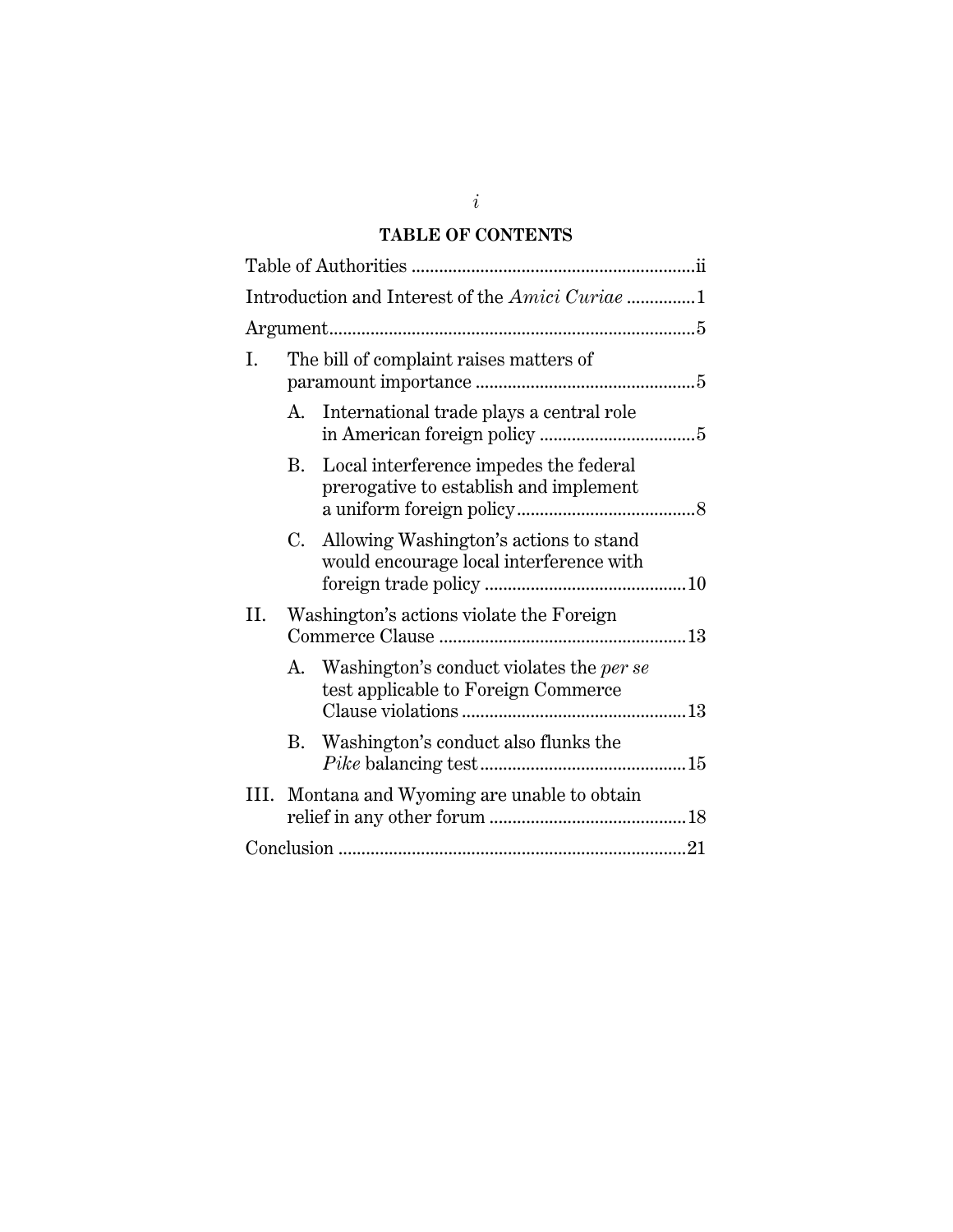## TABLE OF CONTENTS

Table of Authorities ............................................................ii

Introduction and Interest of the *Amici Curiae* ..............1

Argument..............................................................................5

I. The bill of complaint raises matters of paramount importance ...............................................5

  A. International trade plays a central role in American foreign policy .................................5

  B. Local interference impedes the federal prerogative to establish and implement a uniform foreign policy......................................8

  C. Allowing Washington's actions to stand would encourage local interference with foreign trade policy ...........................................10

II. Washington's actions violate the Foreign Commerce Clause .....................................................13

  A. Washington's conduct violates the *per se* test applicable to Foreign Commerce Clause violations ................................................13

  B. Washington's conduct also flunks the *Pike* balancing test............................................15

III. Montana and Wyoming are unable to obtain relief in any other forum ..........................................18

Conclusion ..........................................................................21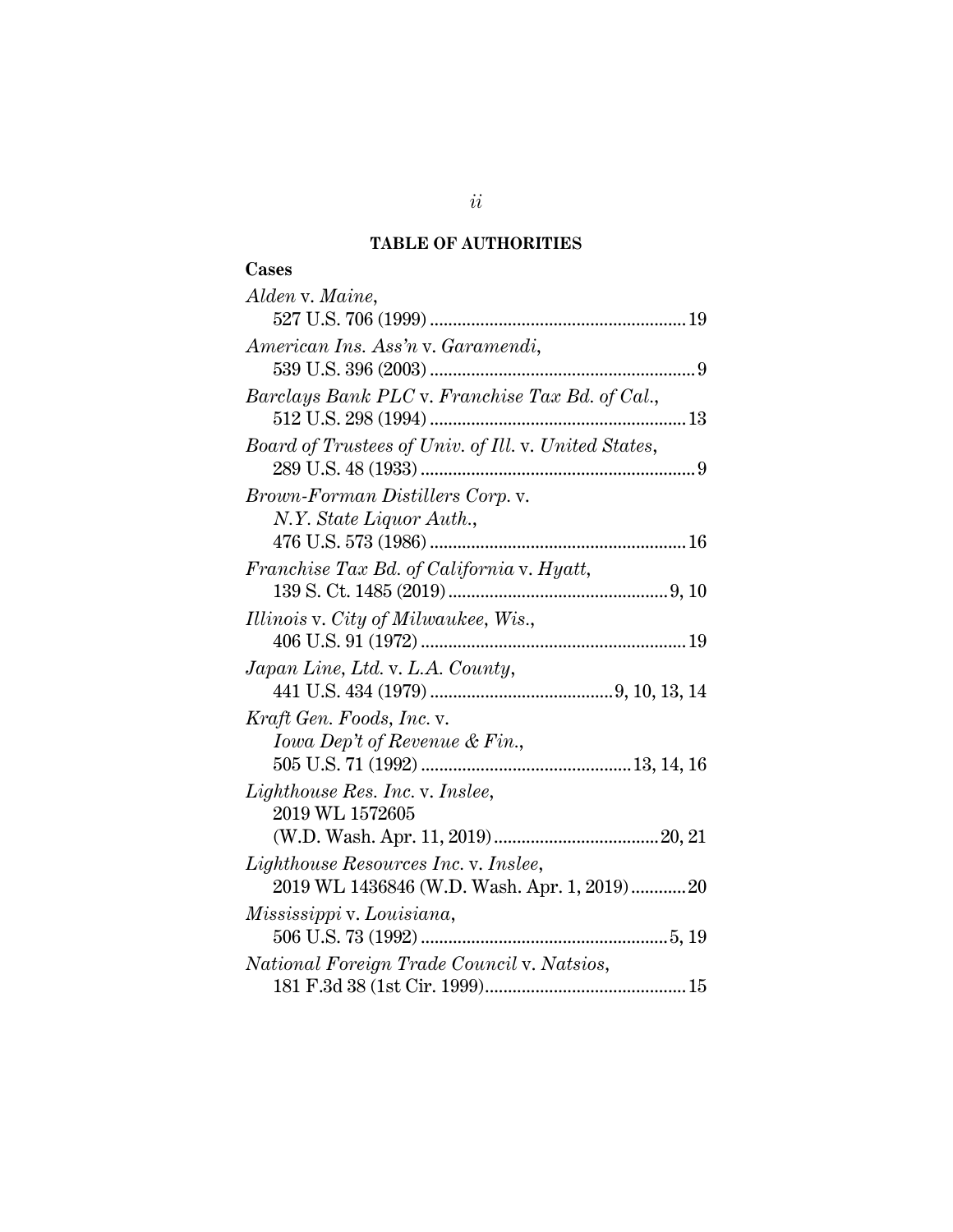## TABLE OF AUTHORITIES

### Cases

*Alden* v. *Maine*,
527 U.S. 706 (1999) ........................................................ 19

*American Ins. Ass'n* v. *Garamendi*,
539 U.S. 396 (2003) .......................................................... 9

*Barclays Bank PLC* v. *Franchise Tax Bd. of Cal.*,
512 U.S. 298 (1994) ........................................................ 13

*Board of Trustees of Univ. of Ill.* v. *United States*,
289 U.S. 48 (1933) ............................................................ 9

*Brown-Forman Distillers Corp.* v.
*N.Y. State Liquor Auth.*,
476 U.S. 573 (1986) ........................................................ 16

*Franchise Tax Bd. of California* v. *Hyatt*,
139 S. Ct. 1485 (2019) ................................................ 9, 10

*Illinois* v. *City of Milwaukee, Wis.*,
406 U.S. 91 (1972) .......................................................... 19

*Japan Line, Ltd.* v. *L.A. County*,
441 U.S. 434 (1979) ........................................ 9, 10, 13, 14

*Kraft Gen. Foods, Inc.* v.
*Iowa Dep't of Revenue & Fin.*,
505 U.S. 71 (1992) ............................................. 13, 14, 16

*Lighthouse Res. Inc.* v. *Inslee*,
2019 WL 1572605
(W.D. Wash. Apr. 11, 2019) .................................... 20, 21

*Lighthouse Resources Inc.* v. *Inslee*,
2019 WL 1436846 (W.D. Wash. Apr. 1, 2019) ............ 20

*Mississippi* v. *Louisiana*,
506 U.S. 73 (1992) ...................................................... 5, 19

*National Foreign Trade Council* v. *Natsios*,
181 F.3d 38 (1st Cir. 1999)............................................ 15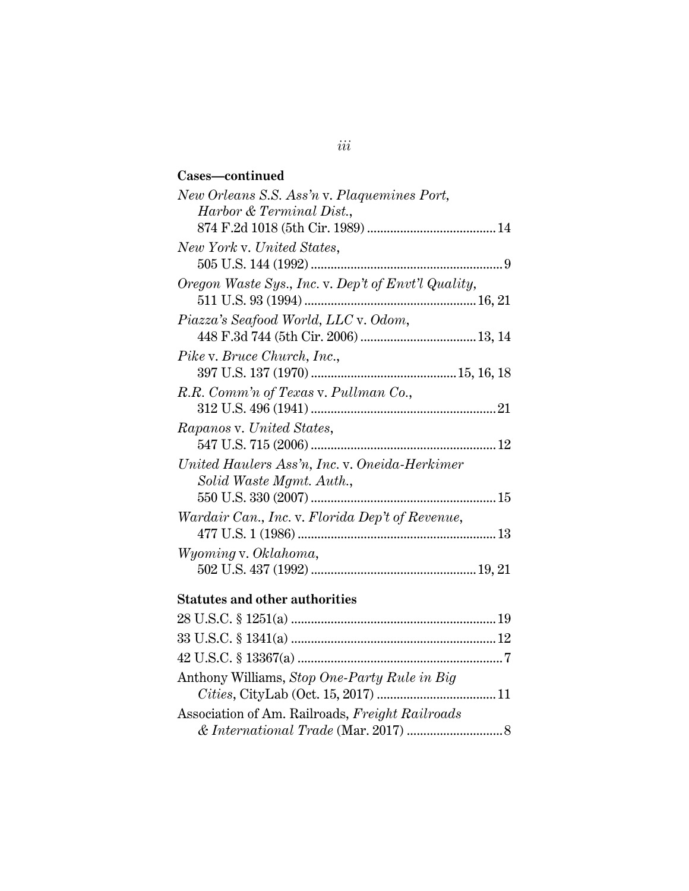**Cases—continued**

*New Orleans S.S. Ass'n* v. *Plaquemines Port, Harbor & Terminal Dist.*, 874 F.2d 1018 (5th Cir. 1989) ....................................... 14

*New York* v. *United States*, 505 U.S. 144 (1992) .......................................................... 9

*Oregon Waste Sys., Inc.* v. *Dep't of Envt'l Quality*, 511 U.S. 93 (1994) .................................................. 16, 21

*Piazza's Seafood World, LLC* v. *Odom*, 448 F.3d 744 (5th Cir. 2006) ................................... 13, 14

*Pike* v. *Bruce Church, Inc.*, 397 U.S. 137 (1970) ........................................... 15, 16, 18

*R.R. Comm'n of Texas* v. *Pullman Co.*, 312 U.S. 496 (1941) ....................................................... 21

*Rapanos* v. *United States*, 547 U.S. 715 (2006) ....................................................... 12

*United Haulers Ass'n, Inc.* v. *Oneida-Herkimer Solid Waste Mgmt. Auth.*, 550 U.S. 330 (2007) ....................................................... 15

*Wardair Can., Inc.* v. *Florida Dep't of Revenue*, 477 U.S. 1 (1986) ........................................................... 13

*Wyoming* v. *Oklahoma*, 502 U.S. 437 (1992) ................................................ 19, 21

**Statutes and other authorities**

28 U.S.C. § 1251(a) ............................................................ 19

33 U.S.C. § 1341(a) ............................................................ 12

42 U.S.C. § 13367(a) ............................................................ 7

Anthony Williams, *Stop One-Party Rule in Big Cities*, CityLab (Oct. 15, 2017) ................................... 11

Association of Am. Railroads, *Freight Railroads & International Trade* (Mar. 2017) ............................ 8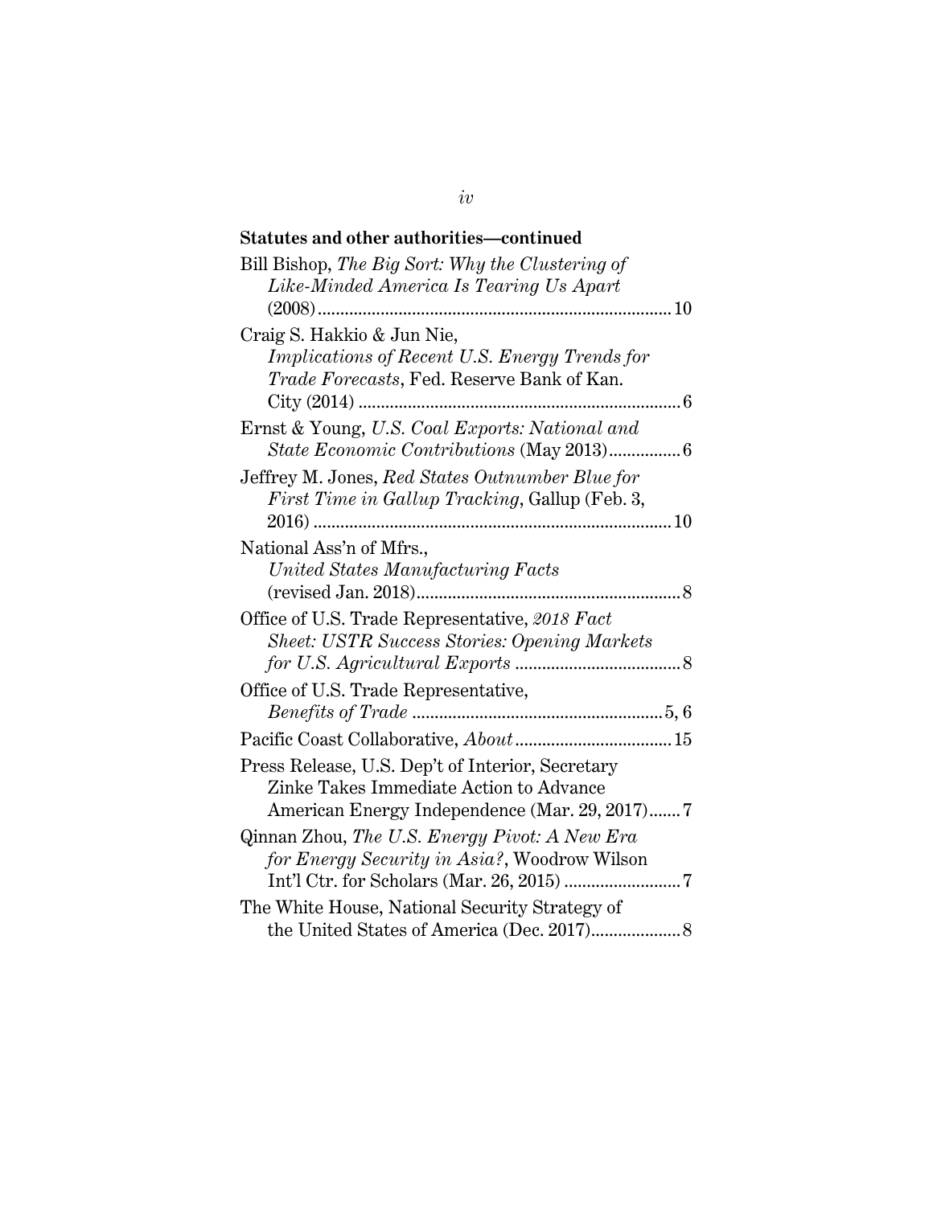**Statutes and other authorities—continued**

Bill Bishop, *The Big Sort: Why the Clustering of Like-Minded America Is Tearing Us Apart* (2008) .......................................................................... 10

Craig S. Hakkio & Jun Nie, *Implications of Recent U.S. Energy Trends for Trade Forecasts*, Fed. Reserve Bank of Kan. City (2014) ....................................................................... 6

Ernst & Young, *U.S. Coal Exports: National and State Economic Contributions* (May 2013)................ 6

Jeffrey M. Jones, *Red States Outnumber Blue for First Time in Gallup Tracking*, Gallup (Feb. 3, 2016) ............................................................................... 10

National Ass'n of Mfrs., *United States Manufacturing Facts* (revised Jan. 2018)........................................................... 8

Office of U.S. Trade Representative, *2018 Fact Sheet: USTR Success Stories: Opening Markets for U.S. Agricultural Exports* .................................... 8

Office of U.S. Trade Representative, *Benefits of Trade* ....................................................... 5, 6

Pacific Coast Collaborative, *About* .................................. 15

Press Release, U.S. Dep't of Interior, Secretary Zinke Takes Immediate Action to Advance American Energy Independence (Mar. 29, 2017)....... 7

Qinnan Zhou, *The U.S. Energy Pivot: A New Era for Energy Security in Asia?*, Woodrow Wilson Int'l Ctr. for Scholars (Mar. 26, 2015) .......................... 7

The White House, National Security Strategy of the United States of America (Dec. 2017).................... 8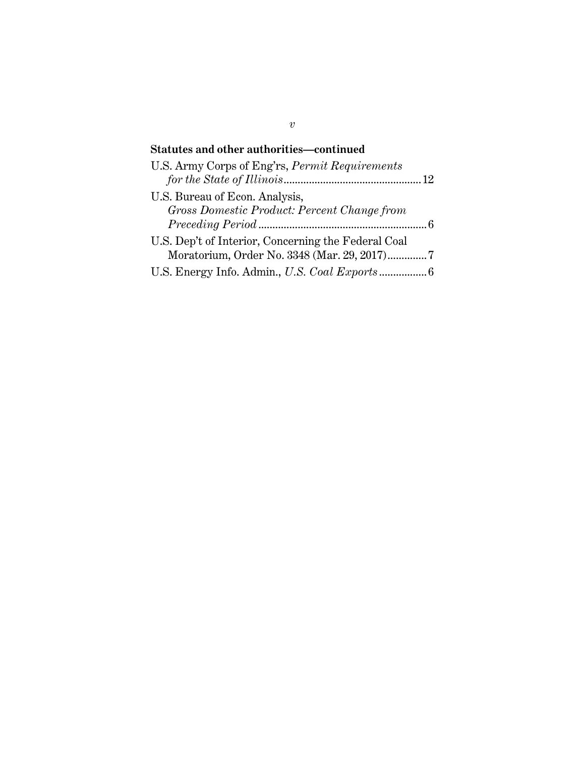**Statutes and other authorities—continued**

U.S. Army Corps of Eng'rs, *Permit Requirements for the State of Illinois* ................................................ 12

U.S. Bureau of Econ. Analysis, *Gross Domestic Product: Percent Change from Preceding Period* ........................................................... 6

U.S. Dep't of Interior, Concerning the Federal Coal Moratorium, Order No. 3348 (Mar. 29, 2017) ............. 7

U.S. Energy Info. Admin., *U.S. Coal Exports* ................ 6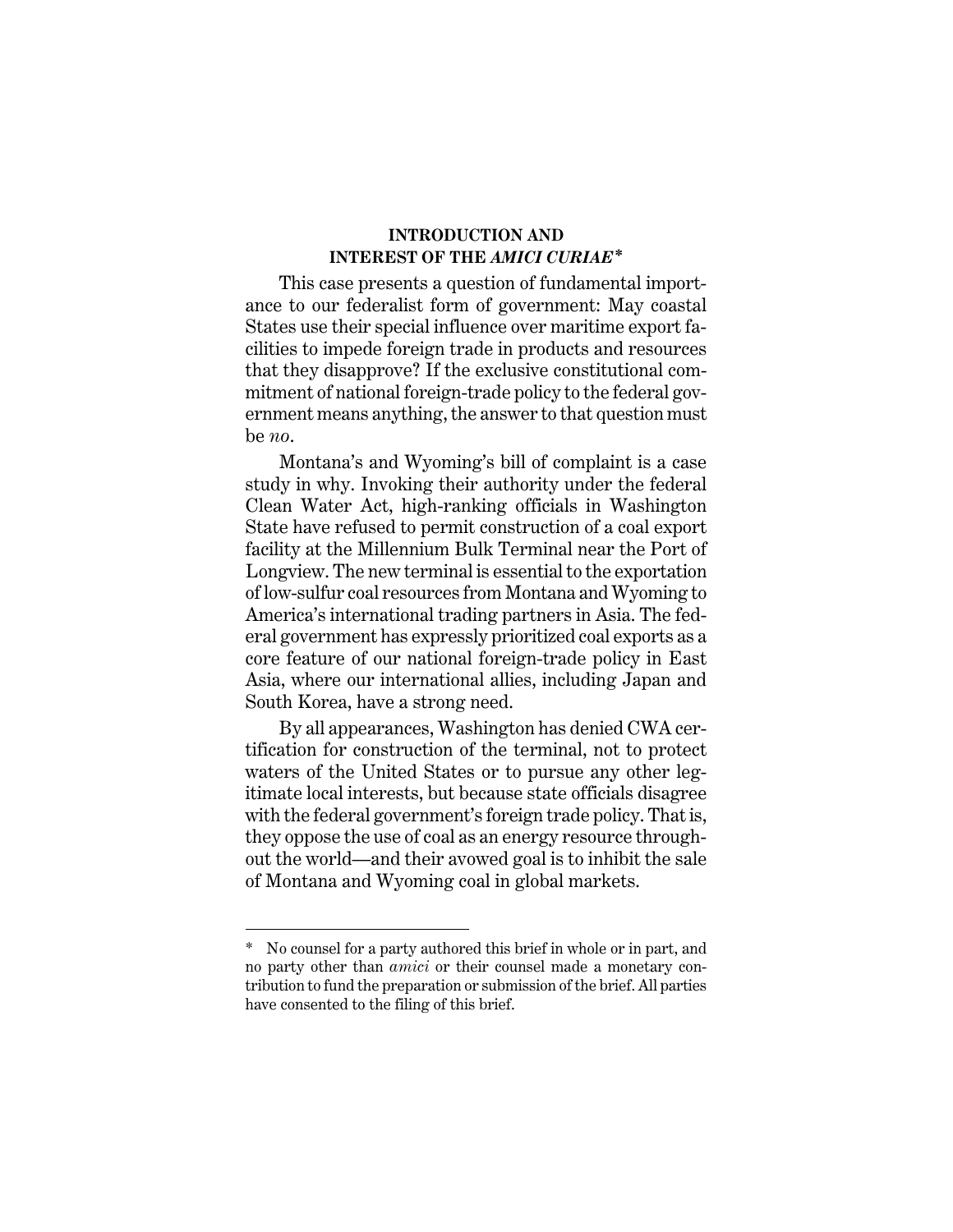## INTRODUCTION AND INTEREST OF THE *AMICI CURIAE*[*]

This case presents a question of fundamental importance to our federalist form of government: May coastal States use their special influence over maritime export facilities to impede foreign trade in products and resources that they disapprove? If the exclusive constitutional commitment of national foreign-trade policy to the federal government means anything, the answer to that question must be *no*.

Montana's and Wyoming's bill of complaint is a case study in why. Invoking their authority under the federal Clean Water Act, high-ranking officials in Washington State have refused to permit construction of a coal export facility at the Millennium Bulk Terminal near the Port of Longview. The new terminal is essential to the exportation of low-sulfur coal resources from Montana and Wyoming to America's international trading partners in Asia. The federal government has expressly prioritized coal exports as a core feature of our national foreign-trade policy in East Asia, where our international allies, including Japan and South Korea, have a strong need.

By all appearances, Washington has denied CWA certification for construction of the terminal, not to protect waters of the United States or to pursue any other legitimate local interests, but because state officials disagree with the federal government's foreign trade policy. That is, they oppose the use of coal as an energy resource throughout the world—and their avowed goal is to inhibit the sale of Montana and Wyoming coal in global markets.

---

[*] No counsel for a party authored this brief in whole or in part, and no party other than *amici* or their counsel made a monetary contribution to fund the preparation or submission of the brief. All parties have consented to the filing of this brief.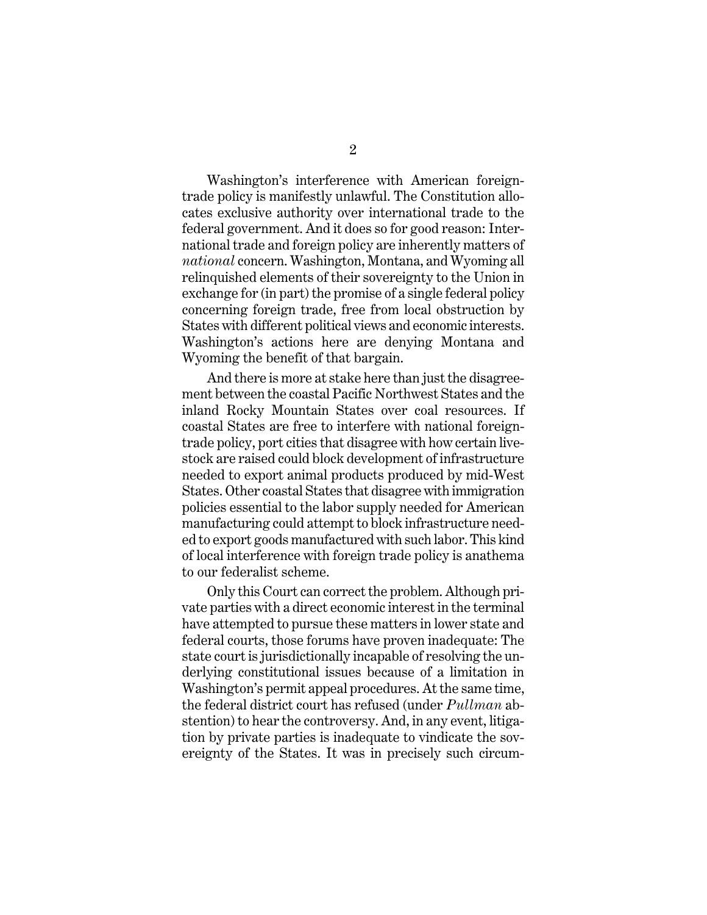Washington's interference with American foreign-trade policy is manifestly unlawful. The Constitution allocates exclusive authority over international trade to the federal government. And it does so for good reason: International trade and foreign policy are inherently matters of *national* concern. Washington, Montana, and Wyoming all relinquished elements of their sovereignty to the Union in exchange for (in part) the promise of a single federal policy concerning foreign trade, free from local obstruction by States with different political views and economic interests. Washington's actions here are denying Montana and Wyoming the benefit of that bargain.

And there is more at stake here than just the disagreement between the coastal Pacific Northwest States and the inland Rocky Mountain States over coal resources. If coastal States are free to interfere with national foreign-trade policy, port cities that disagree with how certain livestock are raised could block development of infrastructure needed to export animal products produced by mid-West States. Other coastal States that disagree with immigration policies essential to the labor supply needed for American manufacturing could attempt to block infrastructure needed to export goods manufactured with such labor. This kind of local interference with foreign trade policy is anathema to our federalist scheme.

Only this Court can correct the problem. Although private parties with a direct economic interest in the terminal have attempted to pursue these matters in lower state and federal courts, those forums have proven inadequate: The state court is jurisdictionally incapable of resolving the underlying constitutional issues because of a limitation in Washington's permit appeal procedures. At the same time, the federal district court has refused (under *Pullman* abstention) to hear the controversy. And, in any event, litigation by private parties is inadequate to vindicate the sovereignty of the States. It was in precisely such circum-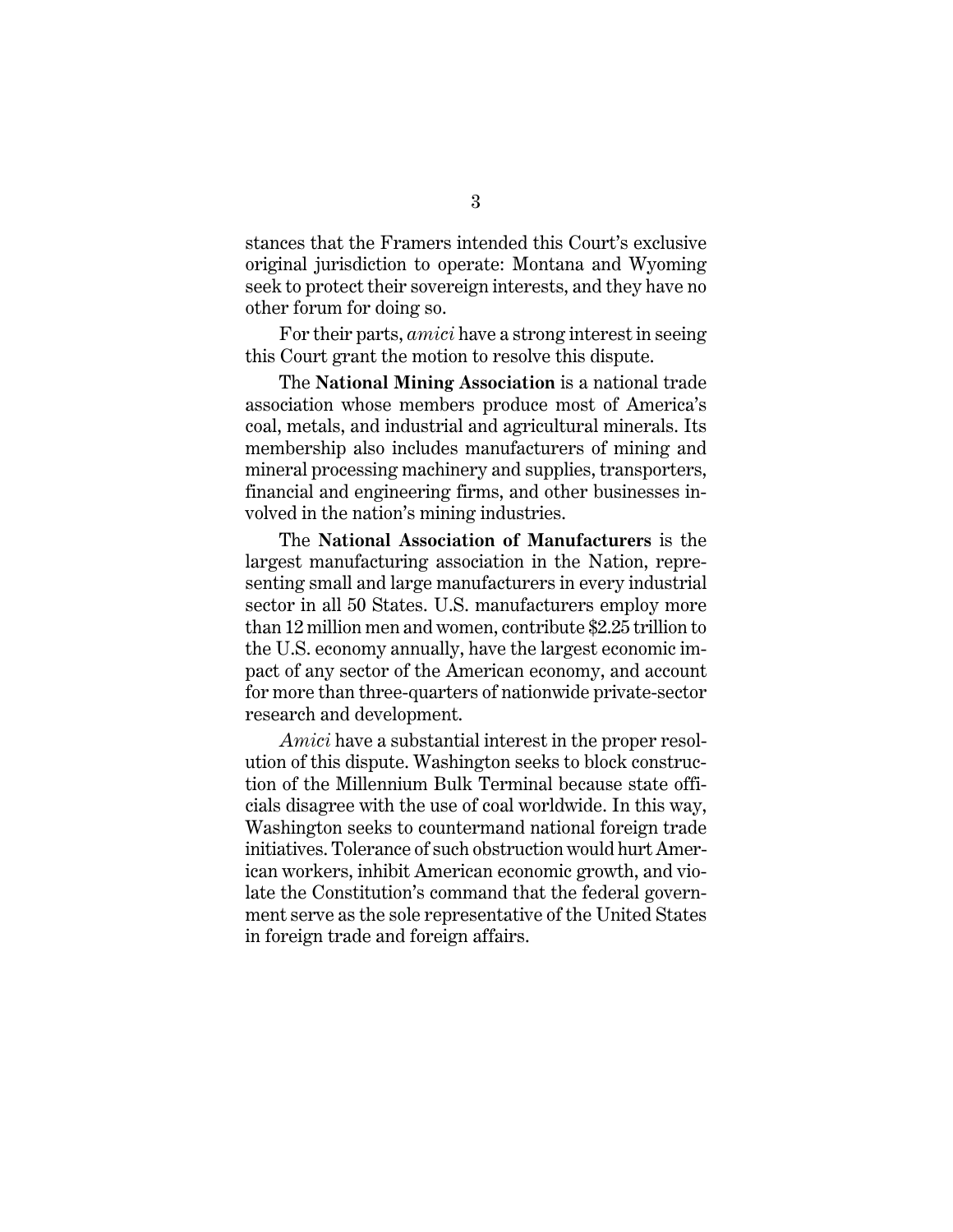stances that the Framers intended this Court's exclusive original jurisdiction to operate: Montana and Wyoming seek to protect their sovereign interests, and they have no other forum for doing so.

For their parts, *amici* have a strong interest in seeing this Court grant the motion to resolve this dispute.

The **National Mining Association** is a national trade association whose members produce most of America's coal, metals, and industrial and agricultural minerals. Its membership also includes manufacturers of mining and mineral processing machinery and supplies, transporters, financial and engineering firms, and other businesses involved in the nation's mining industries.

The **National Association of Manufacturers** is the largest manufacturing association in the Nation, representing small and large manufacturers in every industrial sector in all 50 States. U.S. manufacturers employ more than 12 million men and women, contribute $2.25 trillion to the U.S. economy annually, have the largest economic impact of any sector of the American economy, and account for more than three-quarters of nationwide private-sector research and development.

*Amici* have a substantial interest in the proper resolution of this dispute. Washington seeks to block construction of the Millennium Bulk Terminal because state officials disagree with the use of coal worldwide. In this way, Washington seeks to countermand national foreign trade initiatives. Tolerance of such obstruction would hurt American workers, inhibit American economic growth, and violate the Constitution's command that the federal government serve as the sole representative of the United States in foreign trade and foreign affairs.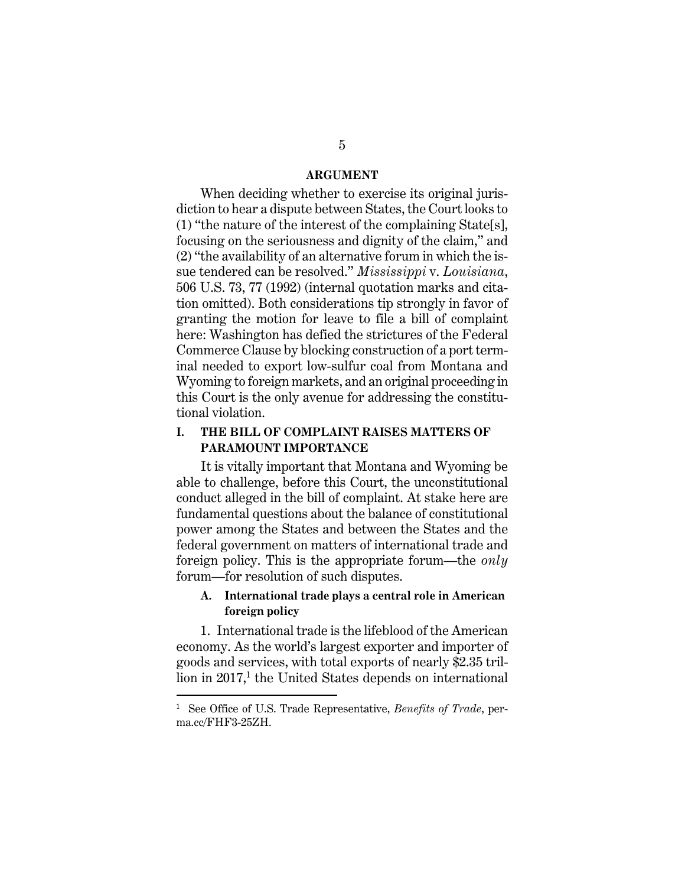## ARGUMENT

When deciding whether to exercise its original jurisdiction to hear a dispute between States, the Court looks to (1) "the nature of the interest of the complaining State[s], focusing on the seriousness and dignity of the claim," and (2) "the availability of an alternative forum in which the issue tendered can be resolved." *Mississippi* v. *Louisiana*, 506 U.S. 73, 77 (1992) (internal quotation marks and citation omitted). Both considerations tip strongly in favor of granting the motion for leave to file a bill of complaint here: Washington has defied the strictures of the Federal Commerce Clause by blocking construction of a port terminal needed to export low-sulfur coal from Montana and Wyoming to foreign markets, and an original proceeding in this Court is the only avenue for addressing the constitutional violation.

### I. THE BILL OF COMPLAINT RAISES MATTERS OF PARAMOUNT IMPORTANCE

It is vitally important that Montana and Wyoming be able to challenge, before this Court, the unconstitutional conduct alleged in the bill of complaint. At stake here are fundamental questions about the balance of constitutional power among the States and between the States and the federal government on matters of international trade and foreign policy. This is the appropriate forum—the *only* forum—for resolution of such disputes.

#### A. International trade plays a central role in American foreign policy

1. International trade is the lifeblood of the American economy. As the world's largest exporter and importer of goods and services, with total exports of nearly $2.35 trillion in 2017,[1] the United States depends on international

[1] See Office of U.S. Trade Representative, *Benefits of Trade*, perma.cc/FHF3-25ZH.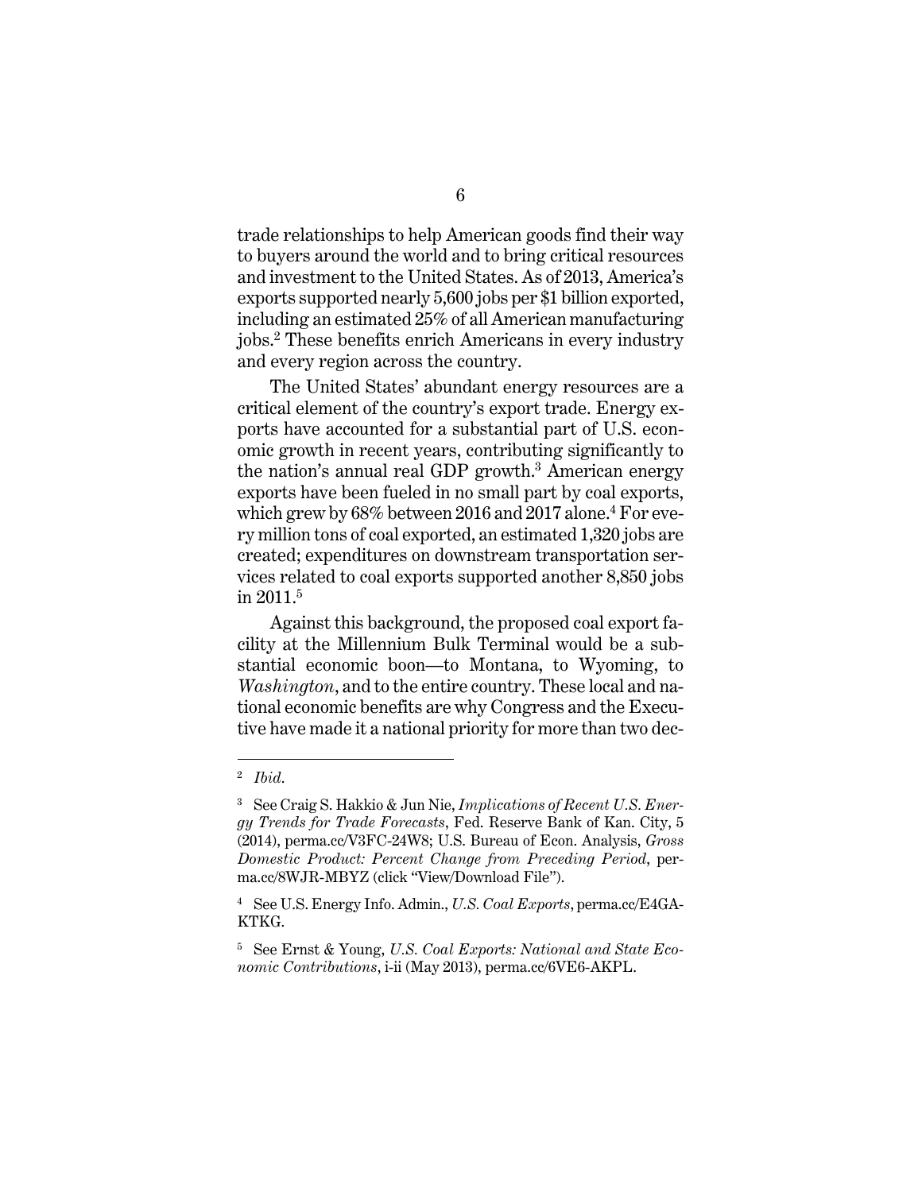trade relationships to help American goods find their way to buyers around the world and to bring critical resources and investment to the United States. As of 2013, America's exports supported nearly 5,600 jobs per $1 billion exported, including an estimated 25% of all American manufacturing jobs.[2] These benefits enrich Americans in every industry and every region across the country.

The United States' abundant energy resources are a critical element of the country's export trade. Energy exports have accounted for a substantial part of U.S. economic growth in recent years, contributing significantly to the nation's annual real GDP growth.[3] American energy exports have been fueled in no small part by coal exports, which grew by 68% between 2016 and 2017 alone.[4] For every million tons of coal exported, an estimated 1,320 jobs are created; expenditures on downstream transportation services related to coal exports supported another 8,850 jobs in 2011.[5]

Against this background, the proposed coal export facility at the Millennium Bulk Terminal would be a substantial economic boon—to Montana, to Wyoming, to *Washington*, and to the entire country. These local and national economic benefits are why Congress and the Executive have made it a national priority for more than two dec-

---

[2] *Ibid.*

[3] See Craig S. Hakkio & Jun Nie, *Implications of Recent U.S. Energy Trends for Trade Forecasts*, Fed. Reserve Bank of Kan. City, 5 (2014), perma.cc/V3FC-24W8; U.S. Bureau of Econ. Analysis, *Gross Domestic Product: Percent Change from Preceding Period*, perma.cc/8WJR-MBYZ (click "View/Download File").

[4] See U.S. Energy Info. Admin., *U.S. Coal Exports*, perma.cc/E4GA-KTKG.

[5] See Ernst & Young, *U.S. Coal Exports: National and State Economic Contributions*, i-ii (May 2013), perma.cc/6VE6-AKPL.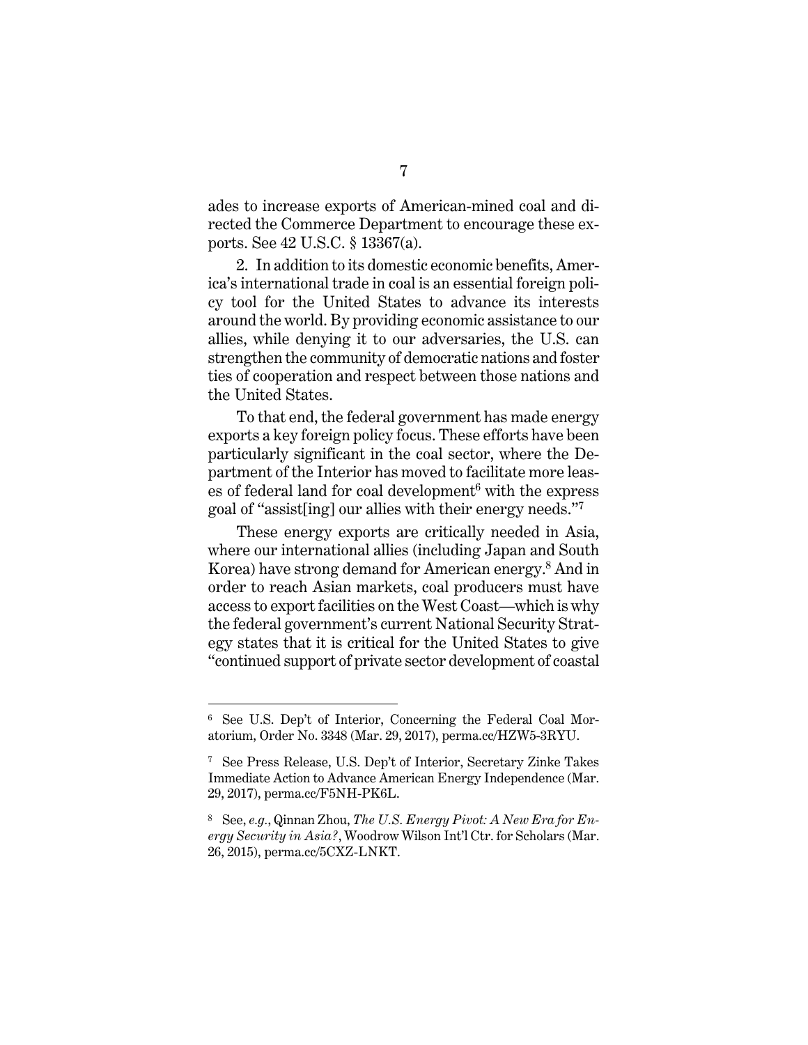ades to increase exports of American-mined coal and directed the Commerce Department to encourage these exports. See 42 U.S.C. § 13367(a).

2. In addition to its domestic economic benefits, America's international trade in coal is an essential foreign policy tool for the United States to advance its interests around the world. By providing economic assistance to our allies, while denying it to our adversaries, the U.S. can strengthen the community of democratic nations and foster ties of cooperation and respect between those nations and the United States.

To that end, the federal government has made energy exports a key foreign policy focus. These efforts have been particularly significant in the coal sector, where the Department of the Interior has moved to facilitate more leases of federal land for coal development[6] with the express goal of "assist[ing] our allies with their energy needs."[7]

These energy exports are critically needed in Asia, where our international allies (including Japan and South Korea) have strong demand for American energy.[8] And in order to reach Asian markets, coal producers must have access to export facilities on the West Coast—which is why the federal government's current National Security Strategy states that it is critical for the United States to give "continued support of private sector development of coastal

---

[6] See U.S. Dep't of Interior, Concerning the Federal Coal Moratorium, Order No. 3348 (Mar. 29, 2017), perma.cc/HZW5-3RYU.

[7] See Press Release, U.S. Dep't of Interior, Secretary Zinke Takes Immediate Action to Advance American Energy Independence (Mar. 29, 2017), perma.cc/F5NH-PK6L.

[8] See, *e.g.*, Qinnan Zhou, *The U.S. Energy Pivot: A New Era for Energy Security in Asia?*, Woodrow Wilson Int'l Ctr. for Scholars (Mar. 26, 2015), perma.cc/5CXZ-LNKT.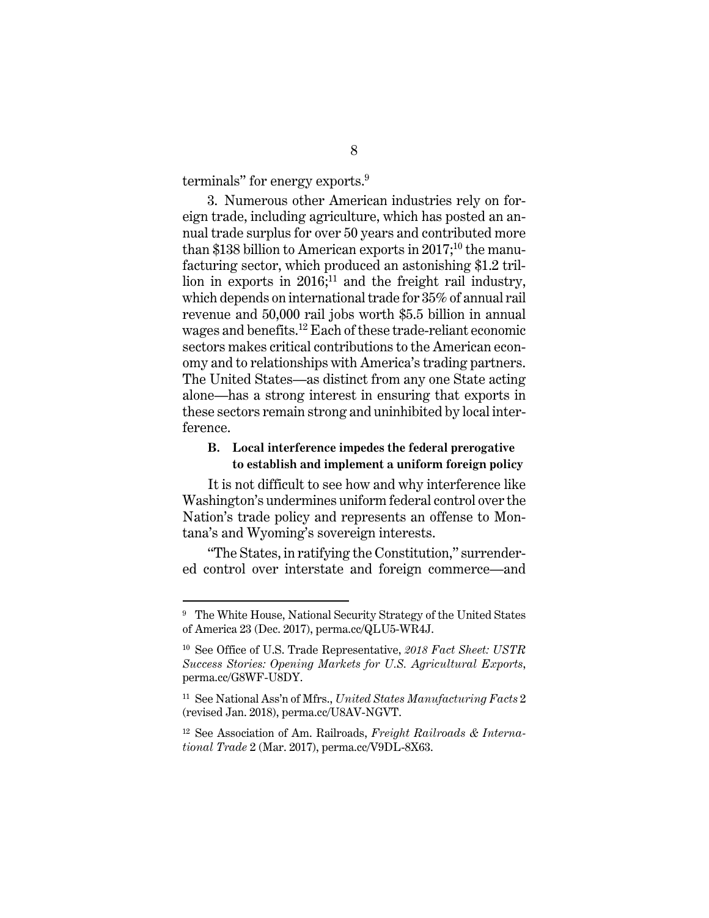terminals" for energy exports.[9]

3. Numerous other American industries rely on foreign trade, including agriculture, which has posted an annual trade surplus for over 50 years and contributed more than $138 billion to American exports in 2017;[10] the manufacturing sector, which produced an astonishing $1.2 trillion in exports in 2016;[11] and the freight rail industry, which depends on international trade for 35% of annual rail revenue and 50,000 rail jobs worth $5.5 billion in annual wages and benefits.[12] Each of these trade-reliant economic sectors makes critical contributions to the American economy and to relationships with America's trading partners. The United States—as distinct from any one State acting alone—has a strong interest in ensuring that exports in these sectors remain strong and uninhibited by local interference.

### B. Local interference impedes the federal prerogative to establish and implement a uniform foreign policy

It is not difficult to see how and why interference like Washington's undermines uniform federal control over the Nation's trade policy and represents an offense to Montana's and Wyoming's sovereign interests.

"The States, in ratifying the Constitution," surrendered control over interstate and foreign commerce—and

---

[9] The White House, National Security Strategy of the United States of America 23 (Dec. 2017), perma.cc/QLU5-WR4J.

[10] See Office of U.S. Trade Representative, *2018 Fact Sheet: USTR Success Stories: Opening Markets for U.S. Agricultural Exports*, perma.cc/G8WF-U8DY.

[11] See National Ass'n of Mfrs., *United States Manufacturing Facts* 2 (revised Jan. 2018), perma.cc/U8AV-NGVT.

[12] See Association of Am. Railroads, *Freight Railroads & International Trade* 2 (Mar. 2017), perma.cc/V9DL-8X63.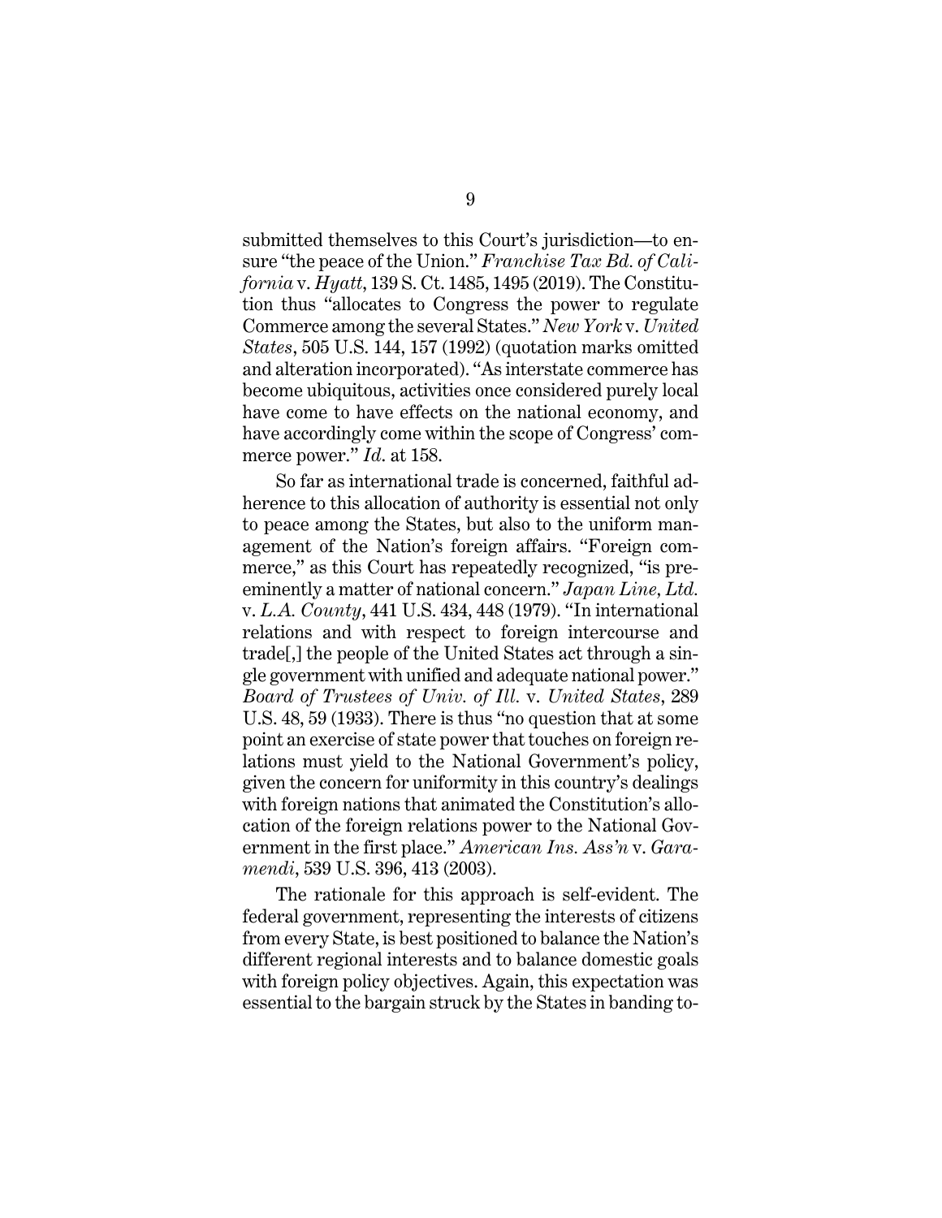submitted themselves to this Court's jurisdiction—to ensure "the peace of the Union." *Franchise Tax Bd. of California* v. *Hyatt*, 139 S. Ct. 1485, 1495 (2019). The Constitution thus "allocates to Congress the power to regulate Commerce among the several States." *New York* v. *United States*, 505 U.S. 144, 157 (1992) (quotation marks omitted and alteration incorporated). "As interstate commerce has become ubiquitous, activities once considered purely local have come to have effects on the national economy, and have accordingly come within the scope of Congress' commerce power." *Id.* at 158.

So far as international trade is concerned, faithful adherence to this allocation of authority is essential not only to peace among the States, but also to the uniform management of the Nation's foreign affairs. "Foreign commerce," as this Court has repeatedly recognized, "is preeminently a matter of national concern." *Japan Line, Ltd.* v. *L.A. County*, 441 U.S. 434, 448 (1979). "In international relations and with respect to foreign intercourse and trade[,] the people of the United States act through a single government with unified and adequate national power." *Board of Trustees of Univ. of Ill.* v. *United States*, 289 U.S. 48, 59 (1933). There is thus "no question that at some point an exercise of state power that touches on foreign relations must yield to the National Government's policy, given the concern for uniformity in this country's dealings with foreign nations that animated the Constitution's allocation of the foreign relations power to the National Government in the first place." *American Ins. Ass'n* v. *Garamendi*, 539 U.S. 396, 413 (2003).

The rationale for this approach is self-evident. The federal government, representing the interests of citizens from every State, is best positioned to balance the Nation's different regional interests and to balance domestic goals with foreign policy objectives. Again, this expectation was essential to the bargain struck by the States in banding to-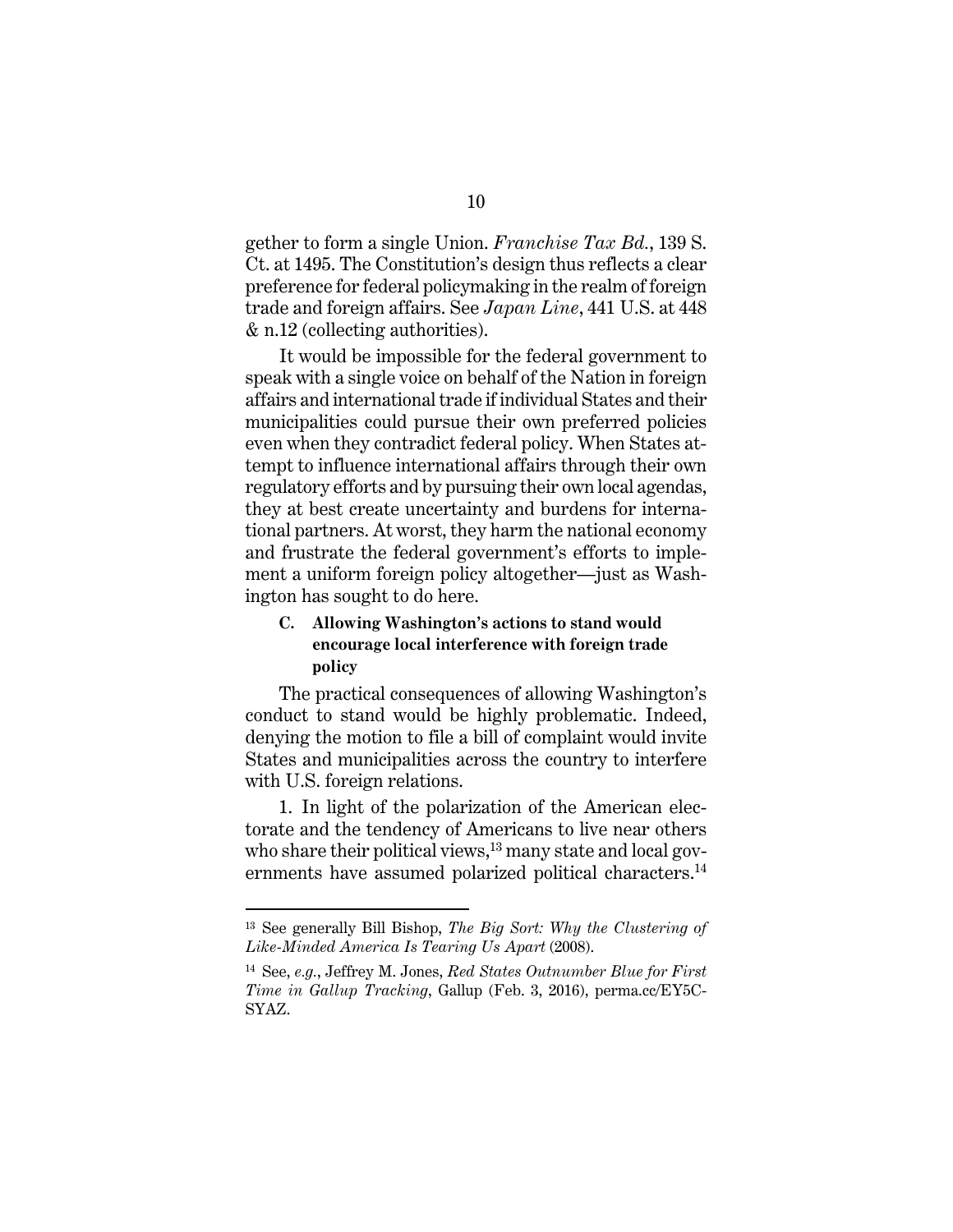gether to form a single Union. *Franchise Tax Bd.*, 139 S. Ct. at 1495. The Constitution's design thus reflects a clear preference for federal policymaking in the realm of foreign trade and foreign affairs. See *Japan Line*, 441 U.S. at 448 & n.12 (collecting authorities).

It would be impossible for the federal government to speak with a single voice on behalf of the Nation in foreign affairs and international trade if individual States and their municipalities could pursue their own preferred policies even when they contradict federal policy. When States attempt to influence international affairs through their own regulatory efforts and by pursuing their own local agendas, they at best create uncertainty and burdens for international partners. At worst, they harm the national economy and frustrate the federal government's efforts to implement a uniform foreign policy altogether—just as Washington has sought to do here.

### C. Allowing Washington's actions to stand would encourage local interference with foreign trade policy

The practical consequences of allowing Washington's conduct to stand would be highly problematic. Indeed, denying the motion to file a bill of complaint would invite States and municipalities across the country to interfere with U.S. foreign relations.

1. In light of the polarization of the American electorate and the tendency of Americans to live near others who share their political views,[13] many state and local governments have assumed polarized political characters.[14]

---

[13] See generally Bill Bishop, *The Big Sort: Why the Clustering of Like-Minded America Is Tearing Us Apart* (2008).

[14] See, *e.g.*, Jeffrey M. Jones, *Red States Outnumber Blue for First Time in Gallup Tracking*, Gallup (Feb. 3, 2016), perma.cc/EY5C-SYAZ.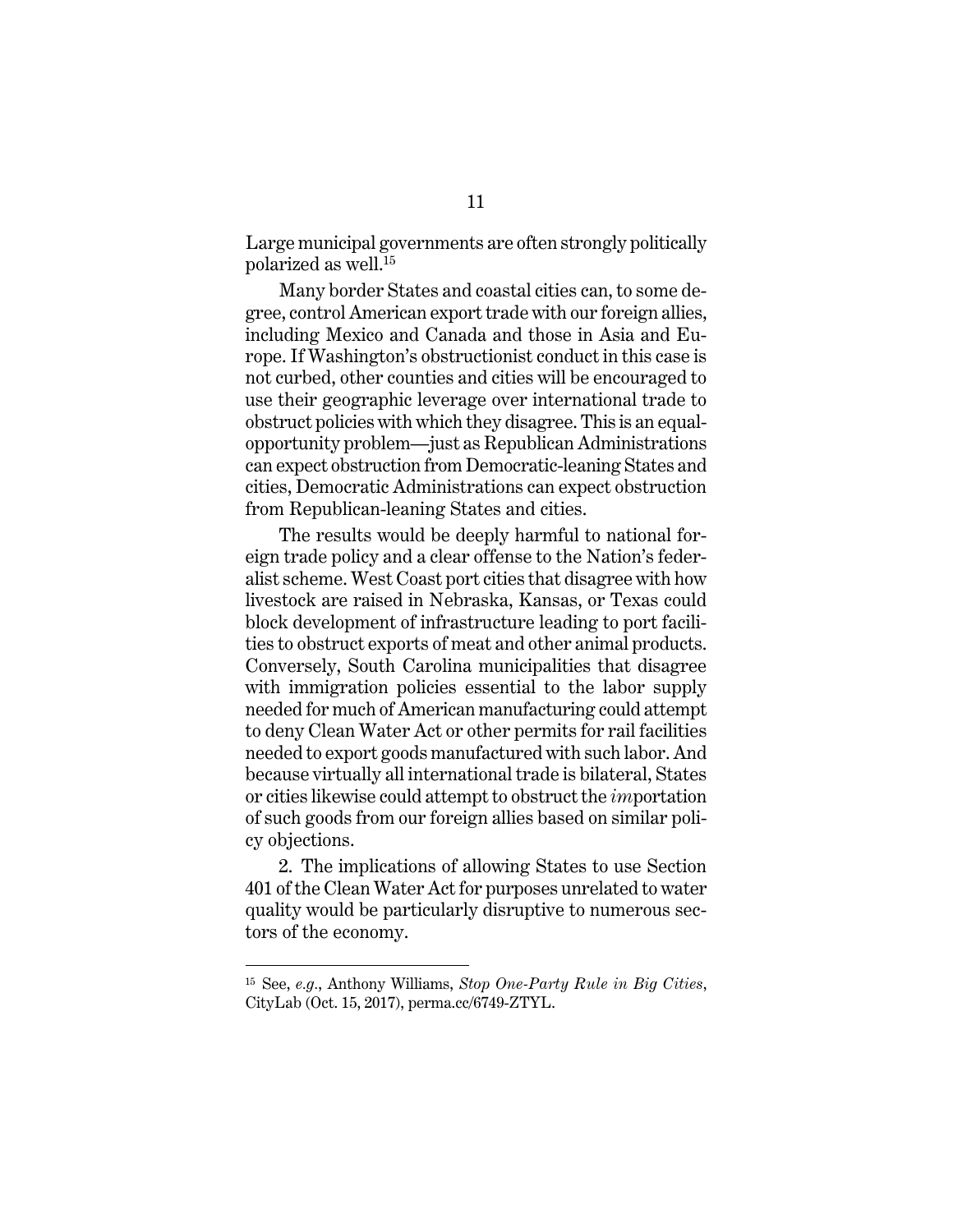Large municipal governments are often strongly politically polarized as well.[15]

Many border States and coastal cities can, to some degree, control American export trade with our foreign allies, including Mexico and Canada and those in Asia and Europe. If Washington's obstructionist conduct in this case is not curbed, other counties and cities will be encouraged to use their geographic leverage over international trade to obstruct policies with which they disagree. This is an equal-opportunity problem—just as Republican Administrations can expect obstruction from Democratic-leaning States and cities, Democratic Administrations can expect obstruction from Republican-leaning States and cities.

The results would be deeply harmful to national foreign trade policy and a clear offense to the Nation's federalist scheme. West Coast port cities that disagree with how livestock are raised in Nebraska, Kansas, or Texas could block development of infrastructure leading to port facilities to obstruct exports of meat and other animal products. Conversely, South Carolina municipalities that disagree with immigration policies essential to the labor supply needed for much of American manufacturing could attempt to deny Clean Water Act or other permits for rail facilities needed to export goods manufactured with such labor. And because virtually all international trade is bilateral, States or cities likewise could attempt to obstruct the *im*portation of such goods from our foreign allies based on similar policy objections.

2. The implications of allowing States to use Section 401 of the Clean Water Act for purposes unrelated to water quality would be particularly disruptive to numerous sectors of the economy.

---

[15] See, *e.g.*, Anthony Williams, *Stop One-Party Rule in Big Cities*, CityLab (Oct. 15, 2017), perma.cc/6749-ZTYL.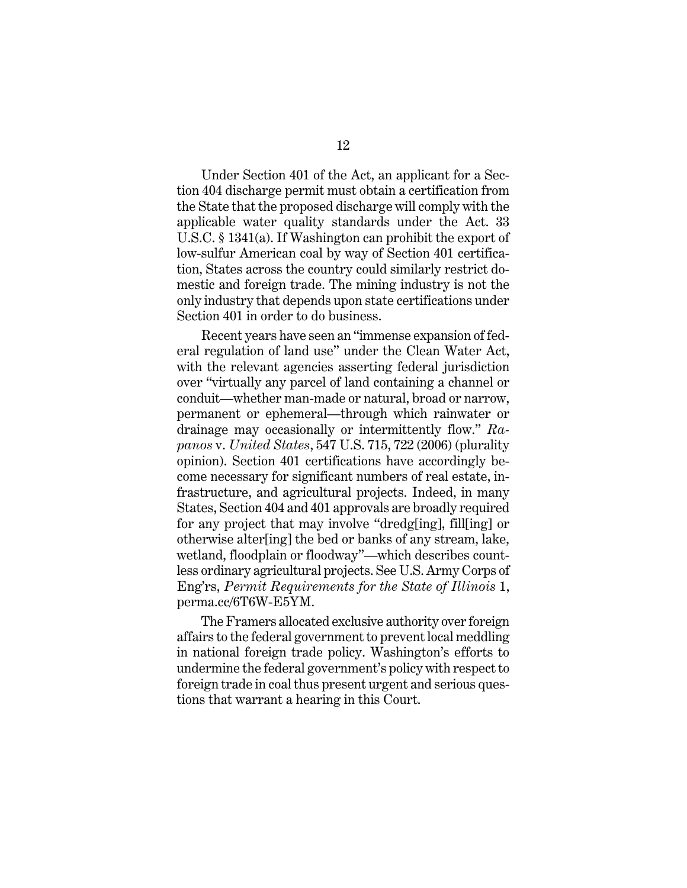Under Section 401 of the Act, an applicant for a Section 404 discharge permit must obtain a certification from the State that the proposed discharge will comply with the applicable water quality standards under the Act. 33 U.S.C. § 1341(a). If Washington can prohibit the export of low-sulfur American coal by way of Section 401 certification, States across the country could similarly restrict domestic and foreign trade. The mining industry is not the only industry that depends upon state certifications under Section 401 in order to do business.

Recent years have seen an "immense expansion of federal regulation of land use" under the Clean Water Act, with the relevant agencies asserting federal jurisdiction over "virtually any parcel of land containing a channel or conduit—whether man-made or natural, broad or narrow, permanent or ephemeral—through which rainwater or drainage may occasionally or intermittently flow." *Rapanos* v. *United States*, 547 U.S. 715, 722 (2006) (plurality opinion). Section 401 certifications have accordingly become necessary for significant numbers of real estate, infrastructure, and agricultural projects. Indeed, in many States, Section 404 and 401 approvals are broadly required for any project that may involve "dredg[ing], fill[ing] or otherwise alter[ing] the bed or banks of any stream, lake, wetland, floodplain or floodway"—which describes countless ordinary agricultural projects. See U.S. Army Corps of Eng'rs, *Permit Requirements for the State of Illinois* 1, perma.cc/6T6W-E5YM.

The Framers allocated exclusive authority over foreign affairs to the federal government to prevent local meddling in national foreign trade policy. Washington's efforts to undermine the federal government's policy with respect to foreign trade in coal thus present urgent and serious questions that warrant a hearing in this Court.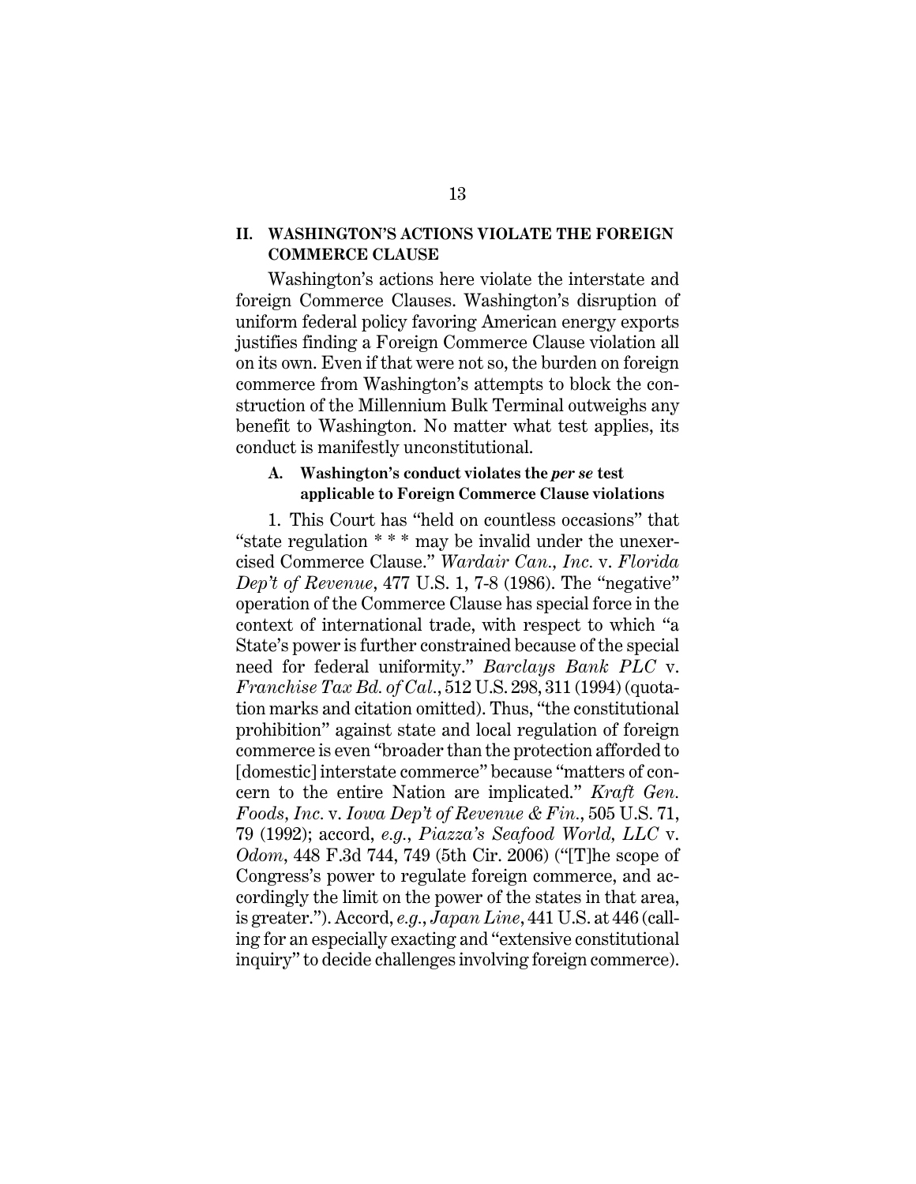## II. WASHINGTON'S ACTIONS VIOLATE THE FOREIGN COMMERCE CLAUSE

Washington's actions here violate the interstate and foreign Commerce Clauses. Washington's disruption of uniform federal policy favoring American energy exports justifies finding a Foreign Commerce Clause violation all on its own. Even if that were not so, the burden on foreign commerce from Washington's attempts to block the construction of the Millennium Bulk Terminal outweighs any benefit to Washington. No matter what test applies, its conduct is manifestly unconstitutional.

### A. Washington's conduct violates the *per se* test applicable to Foreign Commerce Clause violations

1. This Court has "held on countless occasions" that "state regulation * * * may be invalid under the unexercised Commerce Clause." *Wardair Can., Inc.* v. *Florida Dep't of Revenue*, 477 U.S. 1, 7-8 (1986). The "negative" operation of the Commerce Clause has special force in the context of international trade, with respect to which "a State's power is further constrained because of the special need for federal uniformity." *Barclays Bank PLC* v. *Franchise Tax Bd. of Cal.*, 512 U.S. 298, 311 (1994) (quotation marks and citation omitted). Thus, "the constitutional prohibition" against state and local regulation of foreign commerce is even "broader than the protection afforded to [domestic] interstate commerce" because "matters of concern to the entire Nation are implicated." *Kraft Gen. Foods, Inc.* v. *Iowa Dep't of Revenue & Fin.*, 505 U.S. 71, 79 (1992); accord, *e.g.*, *Piazza's Seafood World, LLC* v. *Odom*, 448 F.3d 744, 749 (5th Cir. 2006) ("[T]he scope of Congress's power to regulate foreign commerce, and accordingly the limit on the power of the states in that area, is greater."). Accord, *e.g.*, *Japan Line*, 441 U.S. at 446 (calling for an especially exacting and "extensive constitutional inquiry" to decide challenges involving foreign commerce).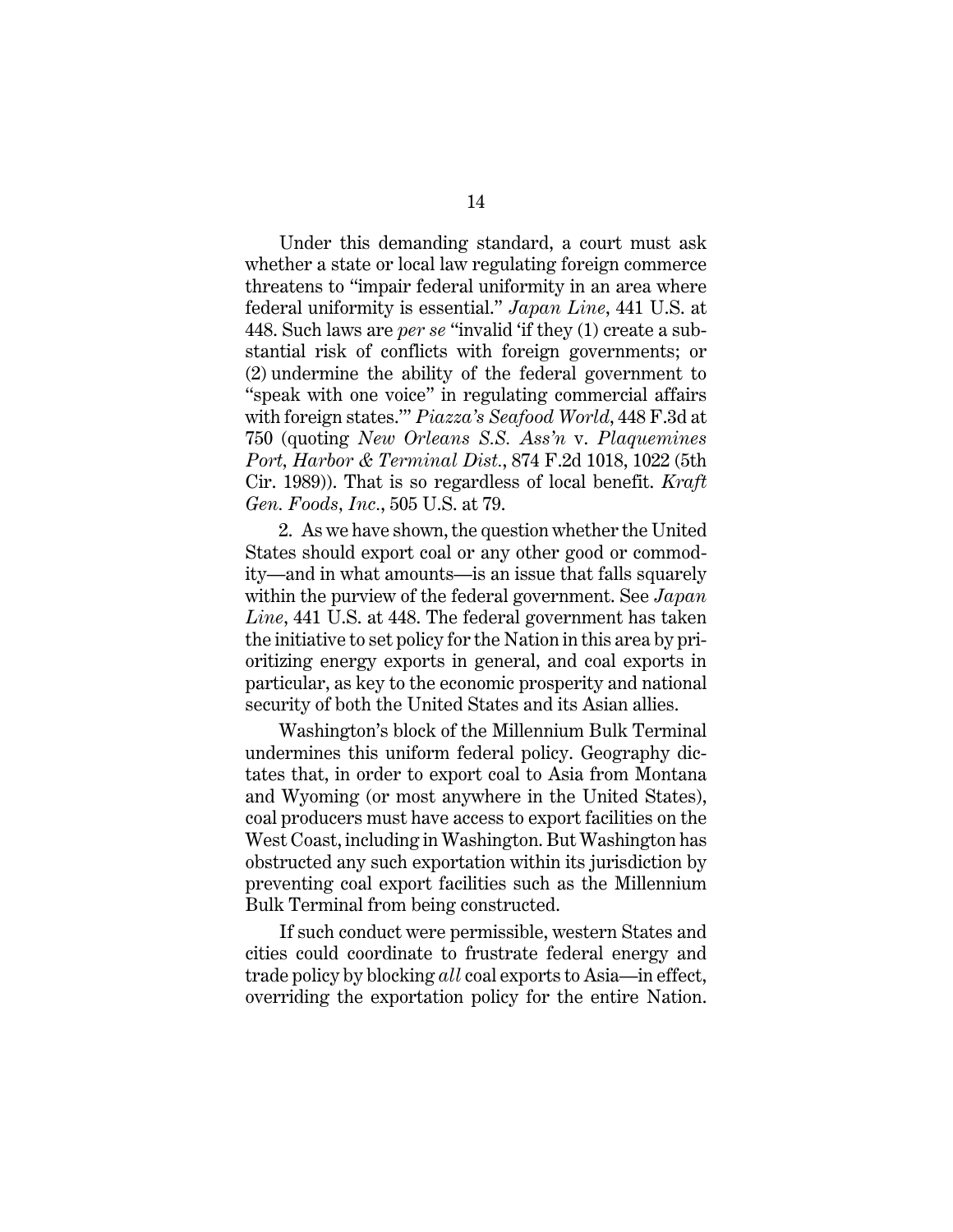Under this demanding standard, a court must ask whether a state or local law regulating foreign commerce threatens to "impair federal uniformity in an area where federal uniformity is essential." *Japan Line*, 441 U.S. at 448. Such laws are *per se* "invalid 'if they (1) create a substantial risk of conflicts with foreign governments; or (2) undermine the ability of the federal government to "speak with one voice" in regulating commercial affairs with foreign states.'" *Piazza's Seafood World*, 448 F.3d at 750 (quoting *New Orleans S.S. Ass'n* v. *Plaquemines Port, Harbor & Terminal Dist.*, 874 F.2d 1018, 1022 (5th Cir. 1989)). That is so regardless of local benefit. *Kraft Gen. Foods, Inc.*, 505 U.S. at 79.

2. As we have shown, the question whether the United States should export coal or any other good or commodity—and in what amounts—is an issue that falls squarely within the purview of the federal government. See *Japan Line*, 441 U.S. at 448. The federal government has taken the initiative to set policy for the Nation in this area by prioritizing energy exports in general, and coal exports in particular, as key to the economic prosperity and national security of both the United States and its Asian allies.

Washington's block of the Millennium Bulk Terminal undermines this uniform federal policy. Geography dictates that, in order to export coal to Asia from Montana and Wyoming (or most anywhere in the United States), coal producers must have access to export facilities on the West Coast, including in Washington. But Washington has obstructed any such exportation within its jurisdiction by preventing coal export facilities such as the Millennium Bulk Terminal from being constructed.

If such conduct were permissible, western States and cities could coordinate to frustrate federal energy and trade policy by blocking *all* coal exports to Asia—in effect, overriding the exportation policy for the entire Nation.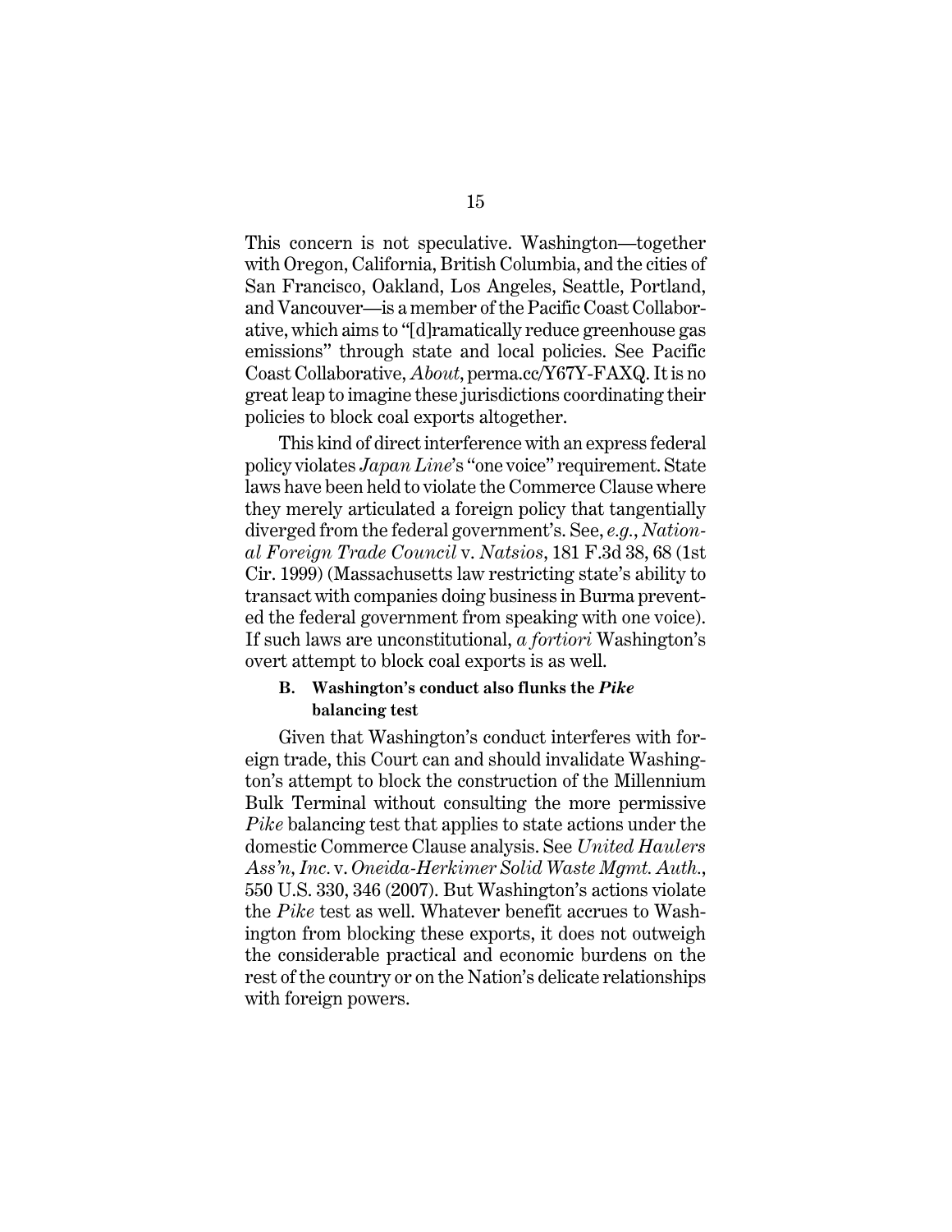This concern is not speculative. Washington—together with Oregon, California, British Columbia, and the cities of San Francisco, Oakland, Los Angeles, Seattle, Portland, and Vancouver—is a member of the Pacific Coast Collaborative, which aims to "[d]ramatically reduce greenhouse gas emissions" through state and local policies. See Pacific Coast Collaborative, *About*, perma.cc/Y67Y-FAXQ. It is no great leap to imagine these jurisdictions coordinating their policies to block coal exports altogether.

This kind of direct interference with an express federal policy violates *Japan Line*'s "one voice" requirement. State laws have been held to violate the Commerce Clause where they merely articulated a foreign policy that tangentially diverged from the federal government's. See, *e.g.*, *National Foreign Trade Council* v. *Natsios*, 181 F.3d 38, 68 (1st Cir. 1999) (Massachusetts law restricting state's ability to transact with companies doing business in Burma prevented the federal government from speaking with one voice). If such laws are unconstitutional, *a fortiori* Washington's overt attempt to block coal exports is as well.

### B. Washington's conduct also flunks the *Pike* balancing test

Given that Washington's conduct interferes with foreign trade, this Court can and should invalidate Washington's attempt to block the construction of the Millennium Bulk Terminal without consulting the more permissive *Pike* balancing test that applies to state actions under the domestic Commerce Clause analysis. See *United Haulers Ass'n, Inc.* v. *Oneida-Herkimer Solid Waste Mgmt. Auth.*, 550 U.S. 330, 346 (2007). But Washington's actions violate the *Pike* test as well. Whatever benefit accrues to Washington from blocking these exports, it does not outweigh the considerable practical and economic burdens on the rest of the country or on the Nation's delicate relationships with foreign powers.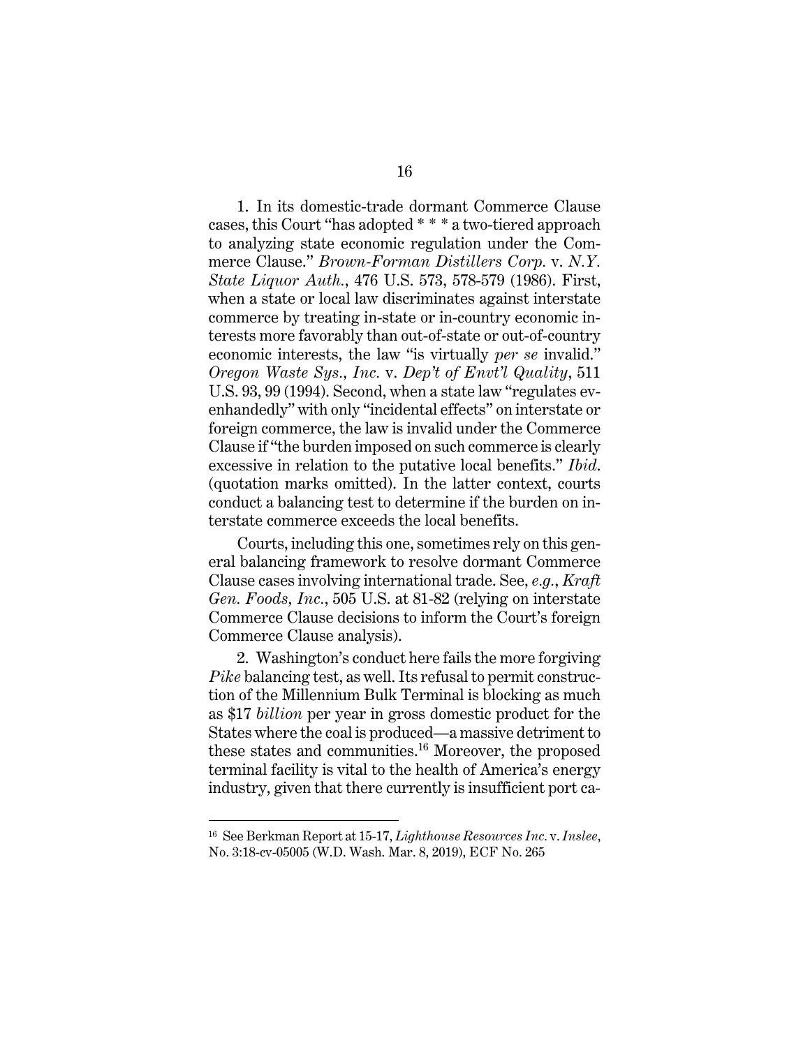1. In its domestic-trade dormant Commerce Clause cases, this Court "has adopted * * * a two-tiered approach to analyzing state economic regulation under the Commerce Clause." *Brown-Forman Distillers Corp.* v. *N.Y. State Liquor Auth.*, 476 U.S. 573, 578-579 (1986). First, when a state or local law discriminates against interstate commerce by treating in-state or in-country economic interests more favorably than out-of-state or out-of-country economic interests, the law "is virtually *per se* invalid." *Oregon Waste Sys., Inc.* v. *Dep't of Envt'l Quality*, 511 U.S. 93, 99 (1994). Second, when a state law "regulates evenhandedly" with only "incidental effects" on interstate or foreign commerce, the law is invalid under the Commerce Clause if "the burden imposed on such commerce is clearly excessive in relation to the putative local benefits." *Ibid.* (quotation marks omitted). In the latter context, courts conduct a balancing test to determine if the burden on interstate commerce exceeds the local benefits.

Courts, including this one, sometimes rely on this general balancing framework to resolve dormant Commerce Clause cases involving international trade. See, *e.g.*, *Kraft Gen. Foods, Inc.*, 505 U.S. at 81-82 (relying on interstate Commerce Clause decisions to inform the Court's foreign Commerce Clause analysis).

2. Washington's conduct here fails the more forgiving *Pike* balancing test, as well. Its refusal to permit construction of the Millennium Bulk Terminal is blocking as much as $17 *billion* per year in gross domestic product for the States where the coal is produced—a massive detriment to these states and communities.[16] Moreover, the proposed terminal facility is vital to the health of America's energy industry, given that there currently is insufficient port ca-

---

[16] See Berkman Report at 15-17, *Lighthouse Resources Inc.* v. *Inslee*, No. 3:18-cv-05005 (W.D. Wash. Mar. 8, 2019), ECF No. 265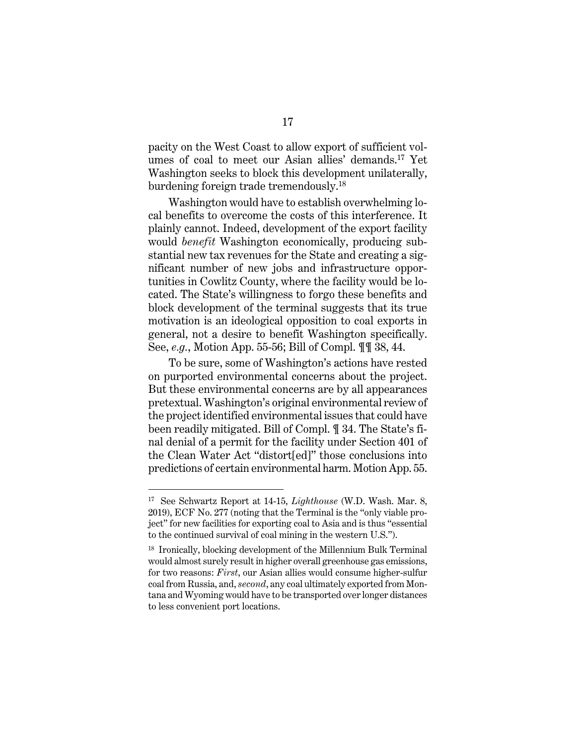pacity on the West Coast to allow export of sufficient volumes of coal to meet our Asian allies' demands.[17] Yet Washington seeks to block this development unilaterally, burdening foreign trade tremendously.[18]

Washington would have to establish overwhelming local benefits to overcome the costs of this interference. It plainly cannot. Indeed, development of the export facility would *benefit* Washington economically, producing substantial new tax revenues for the State and creating a significant number of new jobs and infrastructure opportunities in Cowlitz County, where the facility would be located. The State's willingness to forgo these benefits and block development of the terminal suggests that its true motivation is an ideological opposition to coal exports in general, not a desire to benefit Washington specifically. See, *e.g.*, Motion App. 55-56; Bill of Compl. ¶¶ 38, 44.

To be sure, some of Washington's actions have rested on purported environmental concerns about the project. But these environmental concerns are by all appearances pretextual. Washington's original environmental review of the project identified environmental issues that could have been readily mitigated. Bill of Compl. ¶ 34. The State's final denial of a permit for the facility under Section 401 of the Clean Water Act "distort[ed]" those conclusions into predictions of certain environmental harm. Motion App. 55.

---

[17] See Schwartz Report at 14-15, *Lighthouse* (W.D. Wash. Mar. 8, 2019), ECF No. 277 (noting that the Terminal is the "only viable project" for new facilities for exporting coal to Asia and is thus "essential to the continued survival of coal mining in the western U.S.").

[18] Ironically, blocking development of the Millennium Bulk Terminal would almost surely result in higher overall greenhouse gas emissions, for two reasons: *First*, our Asian allies would consume higher-sulfur coal from Russia, and, *second*, any coal ultimately exported from Montana and Wyoming would have to be transported over longer distances to less convenient port locations.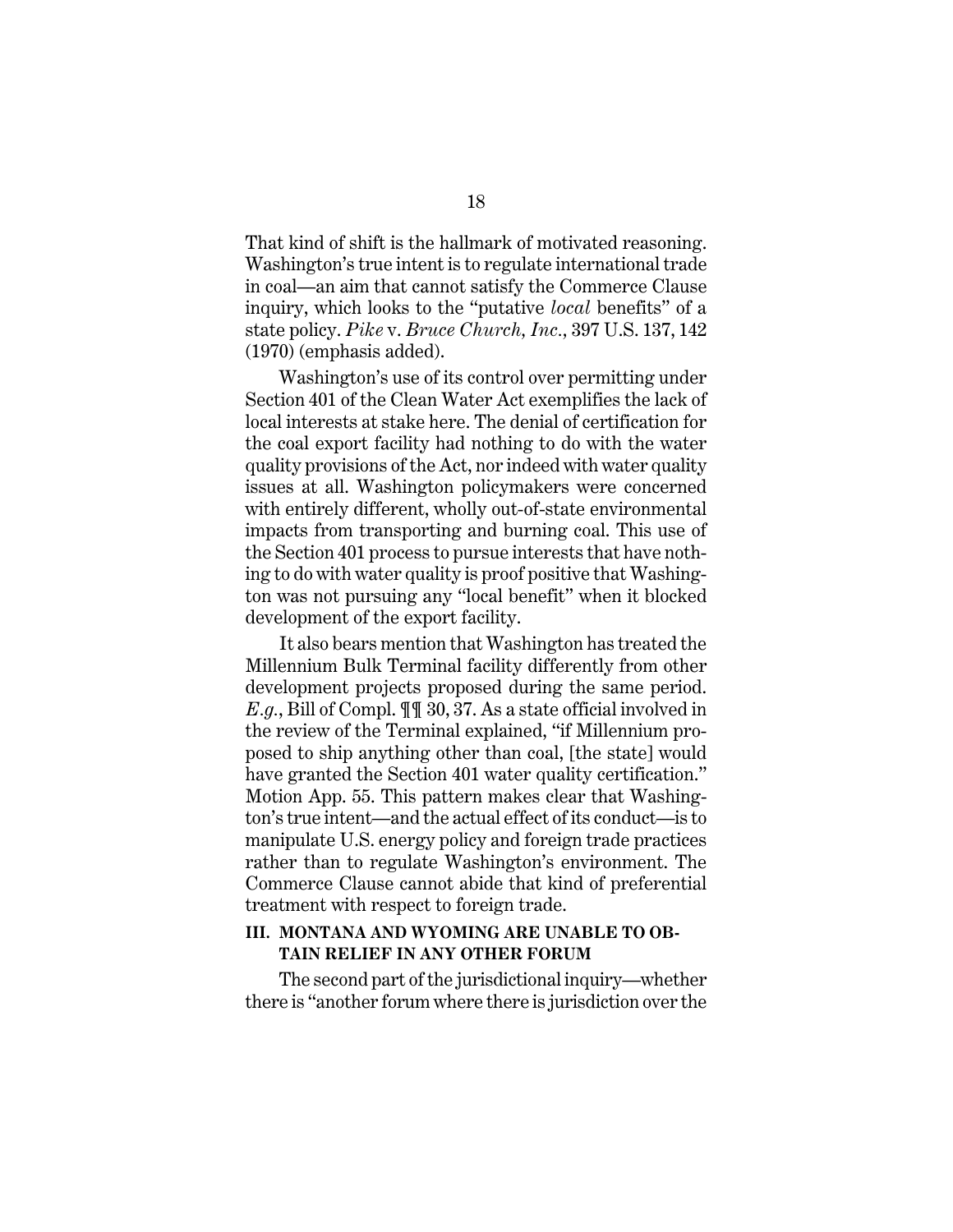That kind of shift is the hallmark of motivated reasoning. Washington's true intent is to regulate international trade in coal—an aim that cannot satisfy the Commerce Clause inquiry, which looks to the "putative *local* benefits" of a state policy. *Pike* v. *Bruce Church, Inc.*, 397 U.S. 137, 142 (1970) (emphasis added).

Washington's use of its control over permitting under Section 401 of the Clean Water Act exemplifies the lack of local interests at stake here. The denial of certification for the coal export facility had nothing to do with the water quality provisions of the Act, nor indeed with water quality issues at all. Washington policymakers were concerned with entirely different, wholly out-of-state environmental impacts from transporting and burning coal. This use of the Section 401 process to pursue interests that have nothing to do with water quality is proof positive that Washington was not pursuing any "local benefit" when it blocked development of the export facility.

It also bears mention that Washington has treated the Millennium Bulk Terminal facility differently from other development projects proposed during the same period. *E.g.*, Bill of Compl. ¶¶ 30, 37. As a state official involved in the review of the Terminal explained, "if Millennium proposed to ship anything other than coal, [the state] would have granted the Section 401 water quality certification." Motion App. 55. This pattern makes clear that Washington's true intent—and the actual effect of its conduct—is to manipulate U.S. energy policy and foreign trade practices rather than to regulate Washington's environment. The Commerce Clause cannot abide that kind of preferential treatment with respect to foreign trade.

### III. MONTANA AND WYOMING ARE UNABLE TO OBTAIN RELIEF IN ANY OTHER FORUM

The second part of the jurisdictional inquiry—whether there is "another forum where there is jurisdiction over the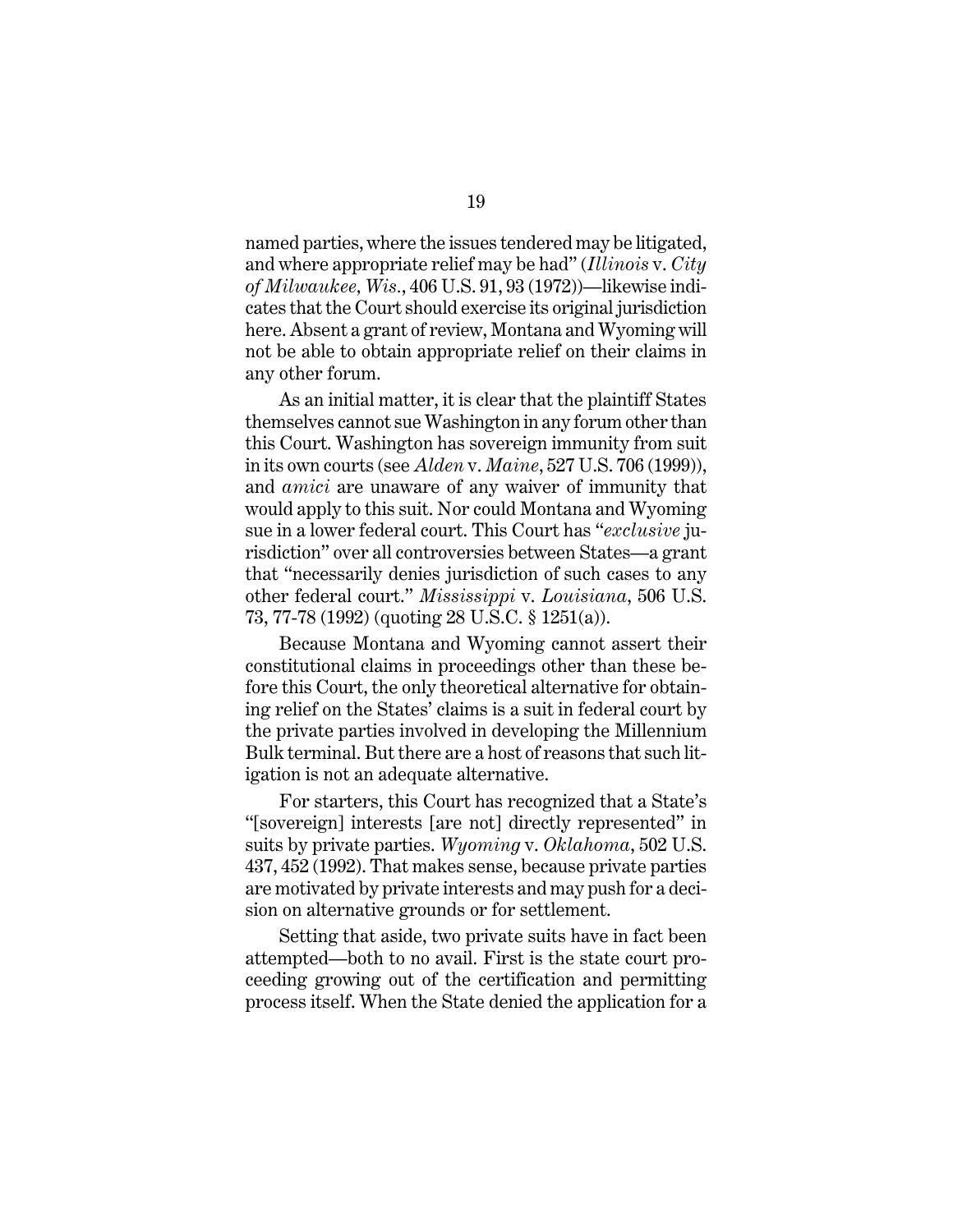named parties, where the issues tendered may be litigated, and where appropriate relief may be had" (*Illinois* v. *City of Milwaukee, Wis.*, 406 U.S. 91, 93 (1972))—likewise indicates that the Court should exercise its original jurisdiction here. Absent a grant of review, Montana and Wyoming will not be able to obtain appropriate relief on their claims in any other forum.

As an initial matter, it is clear that the plaintiff States themselves cannot sue Washington in any forum other than this Court. Washington has sovereign immunity from suit in its own courts (see *Alden* v. *Maine*, 527 U.S. 706 (1999)), and *amici* are unaware of any waiver of immunity that would apply to this suit. Nor could Montana and Wyoming sue in a lower federal court. This Court has "*exclusive* jurisdiction" over all controversies between States—a grant that "necessarily denies jurisdiction of such cases to any other federal court." *Mississippi* v. *Louisiana*, 506 U.S. 73, 77-78 (1992) (quoting 28 U.S.C. § 1251(a)).

Because Montana and Wyoming cannot assert their constitutional claims in proceedings other than these before this Court, the only theoretical alternative for obtaining relief on the States' claims is a suit in federal court by the private parties involved in developing the Millennium Bulk terminal. But there are a host of reasons that such litigation is not an adequate alternative.

For starters, this Court has recognized that a State's "[sovereign] interests [are not] directly represented" in suits by private parties. *Wyoming* v. *Oklahoma*, 502 U.S. 437, 452 (1992). That makes sense, because private parties are motivated by private interests and may push for a decision on alternative grounds or for settlement.

Setting that aside, two private suits have in fact been attempted—both to no avail. First is the state court proceeding growing out of the certification and permitting process itself. When the State denied the application for a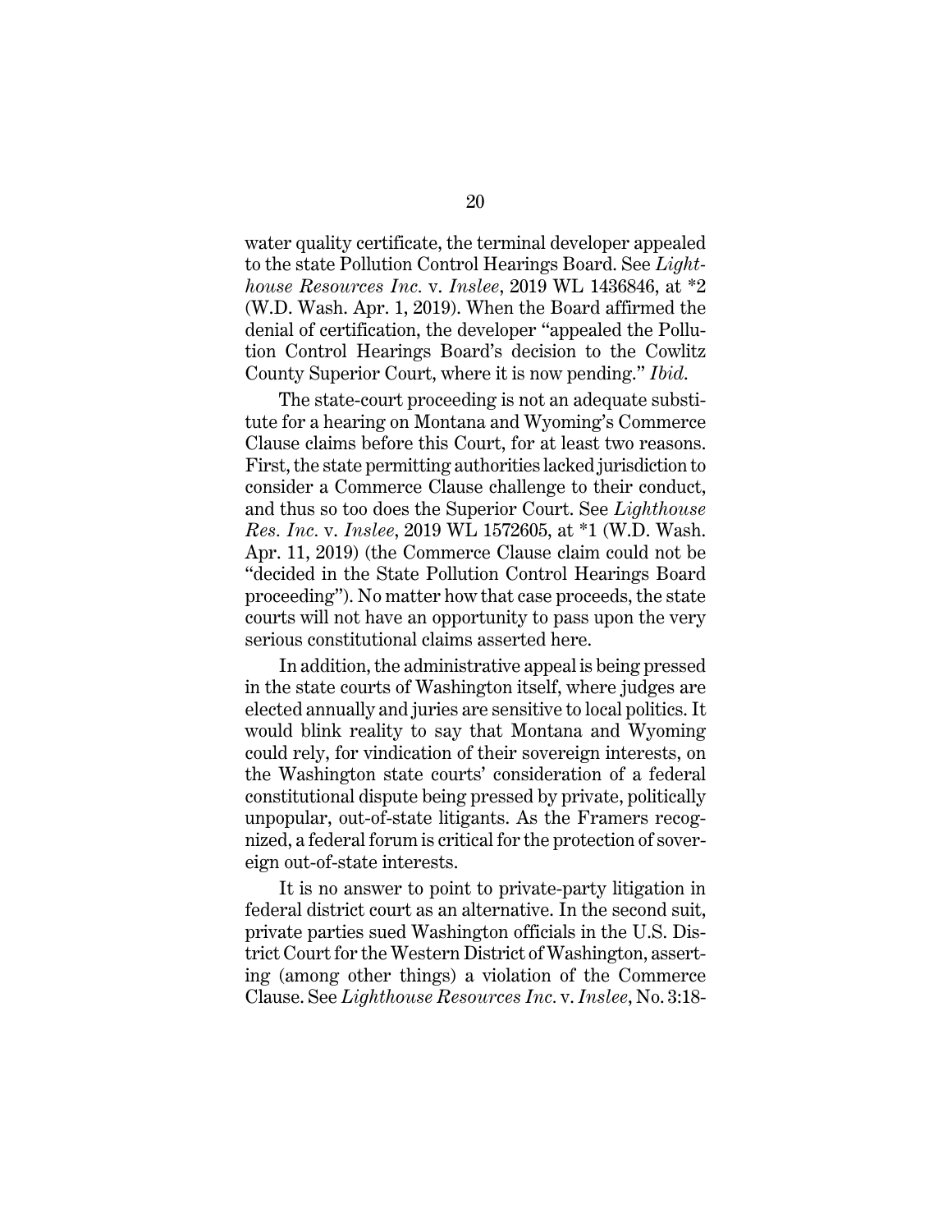water quality certificate, the terminal developer appealed to the state Pollution Control Hearings Board. See *Lighthouse Resources Inc.* v. *Inslee*, 2019 WL 1436846, at *2 (W.D. Wash. Apr. 1, 2019). When the Board affirmed the denial of certification, the developer "appealed the Pollution Control Hearings Board's decision to the Cowlitz County Superior Court, where it is now pending." *Ibid.*

The state-court proceeding is not an adequate substitute for a hearing on Montana and Wyoming's Commerce Clause claims before this Court, for at least two reasons. First, the state permitting authorities lacked jurisdiction to consider a Commerce Clause challenge to their conduct, and thus so too does the Superior Court. See *Lighthouse Res. Inc.* v. *Inslee*, 2019 WL 1572605, at *1 (W.D. Wash. Apr. 11, 2019) (the Commerce Clause claim could not be "decided in the State Pollution Control Hearings Board proceeding"). No matter how that case proceeds, the state courts will not have an opportunity to pass upon the very serious constitutional claims asserted here.

In addition, the administrative appeal is being pressed in the state courts of Washington itself, where judges are elected annually and juries are sensitive to local politics. It would blink reality to say that Montana and Wyoming could rely, for vindication of their sovereign interests, on the Washington state courts' consideration of a federal constitutional dispute being pressed by private, politically unpopular, out-of-state litigants. As the Framers recognized, a federal forum is critical for the protection of sovereign out-of-state interests.

It is no answer to point to private-party litigation in federal district court as an alternative. In the second suit, private parties sued Washington officials in the U.S. District Court for the Western District of Washington, asserting (among other things) a violation of the Commerce Clause. See *Lighthouse Resources Inc.* v. *Inslee*, No. 3:18-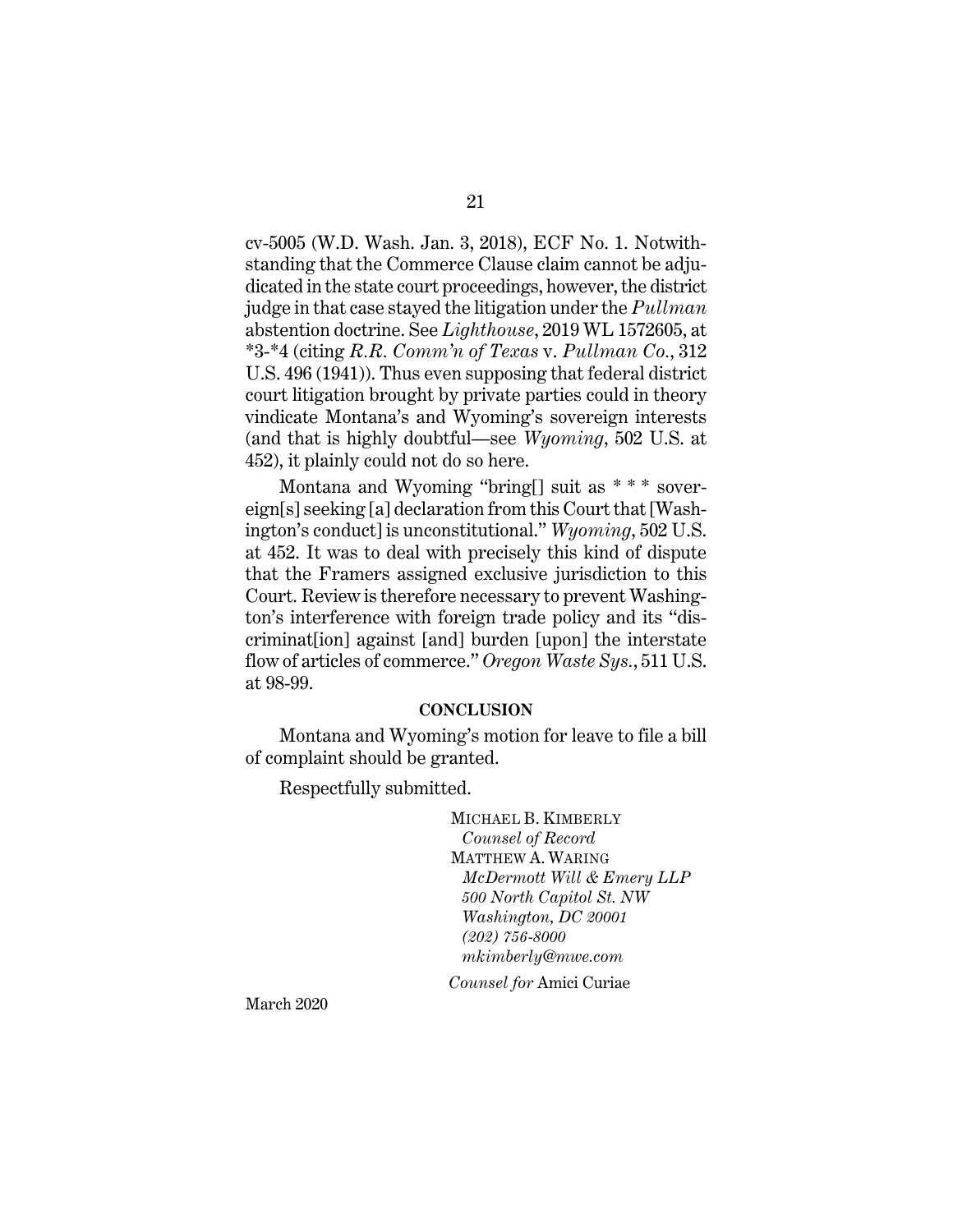cv-5005 (W.D. Wash. Jan. 3, 2018), ECF No. 1. Notwithstanding that the Commerce Clause claim cannot be adjudicated in the state court proceedings, however, the district judge in that case stayed the litigation under the *Pullman* abstention doctrine. See *Lighthouse*, 2019 WL 1572605, at *3-*4 (citing *R.R. Comm'n of Texas* v. *Pullman Co.*, 312 U.S. 496 (1941)). Thus even supposing that federal district court litigation brought by private parties could in theory vindicate Montana's and Wyoming's sovereign interests (and that is highly doubtful—see *Wyoming*, 502 U.S. at 452), it plainly could not do so here.

Montana and Wyoming "bring[] suit as * * * sovereign[s] seeking [a] declaration from this Court that [Washington's conduct] is unconstitutional." *Wyoming*, 502 U.S. at 452. It was to deal with precisely this kind of dispute that the Framers assigned exclusive jurisdiction to this Court. Review is therefore necessary to prevent Washington's interference with foreign trade policy and its "discriminat[ion] against [and] burden [upon] the interstate flow of articles of commerce." *Oregon Waste Sys.*, 511 U.S. at 98-99.

## CONCLUSION

Montana and Wyoming's motion for leave to file a bill of complaint should be granted.

Respectfully submitted.

MICHAEL B. KIMBERLY
*Counsel of Record*
MATTHEW A. WARING
*McDermott Will & Emery LLP*
*500 North Capitol St. NW*
*Washington, DC 20001*
*(202) 756-8000*
*mkimberly@mwe.com*

*Counsel for* Amici Curiae

March 2020